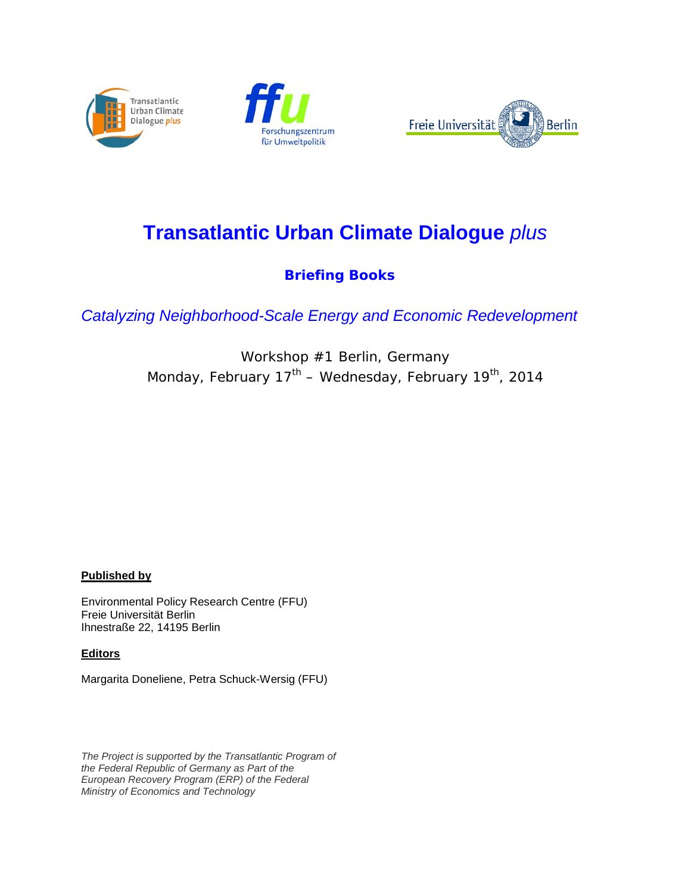# Transatlantic Urban Climate Dialogue *plus*

## Briefing Books

*Catalyzing Neighborhood-Scale Energy and Economic Redevelopment*

Workshop #1 Berlin, Germany
Monday, February 17th – Wednesday, February 19th, 2014

**Published by**

Environmental Policy Research Centre (FFU)
Freie Universität Berlin
Ihnestraße 22, 14195 Berlin

**Editors**

Margarita Doneliene, Petra Schuck-Wersig (FFU)

*The Project is supported by the Transatlantic Program of the Federal Republic of Germany as Part of the European Recovery Program (ERP) of the Federal Ministry of Economics and Technology*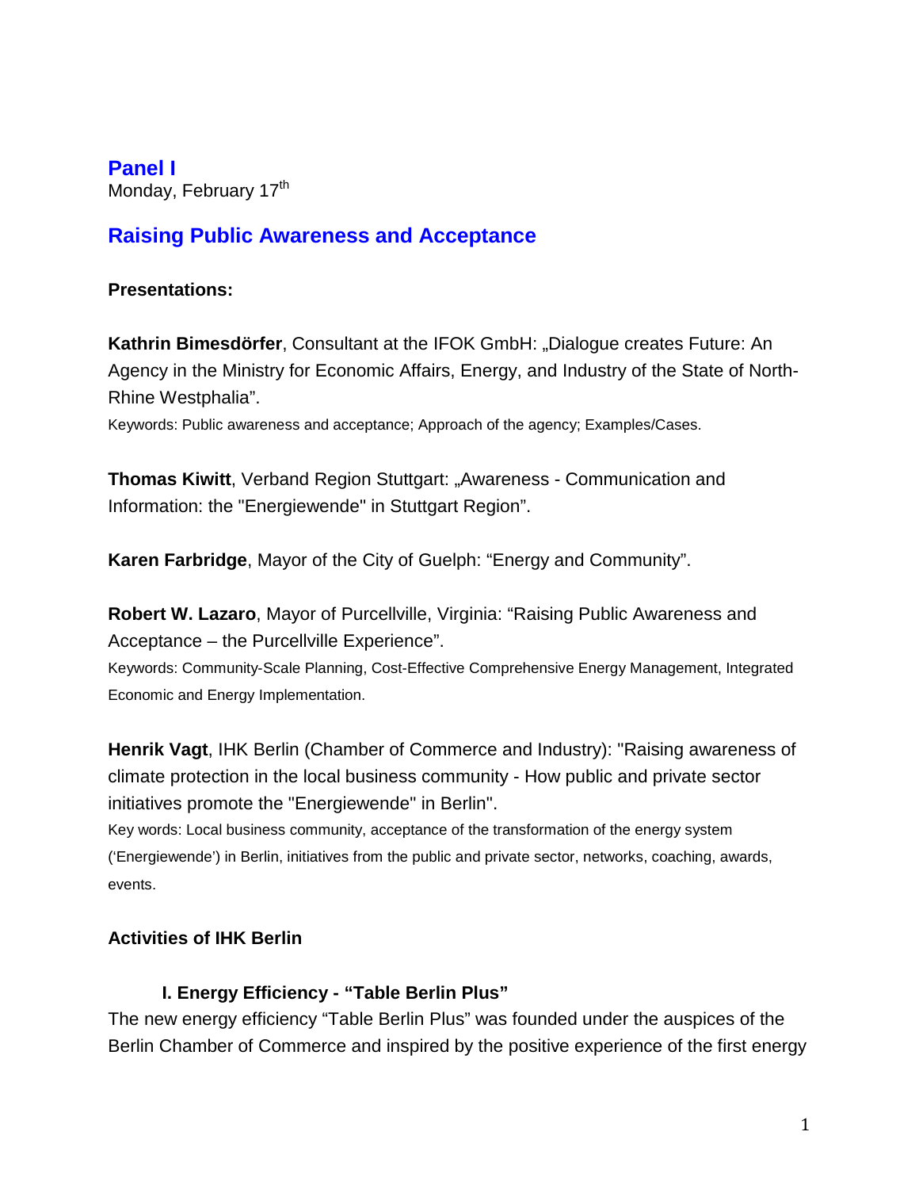# Panel I

Monday, February 17th

## Raising Public Awareness and Acceptance

**Presentations:**

**Kathrin Bimesdörfer**, Consultant at the IFOK GmbH: „Dialogue creates Future: An Agency in the Ministry for Economic Affairs, Energy, and Industry of the State of North-Rhine Westphalia".

Keywords: Public awareness and acceptance; Approach of the agency; Examples/Cases.

**Thomas Kiwitt**, Verband Region Stuttgart: „Awareness - Communication and Information: the "Energiewende" in Stuttgart Region".

**Karen Farbridge**, Mayor of the City of Guelph: "Energy and Community".

**Robert W. Lazaro**, Mayor of Purcellville, Virginia: "Raising Public Awareness and Acceptance – the Purcellville Experience".

Keywords: Community-Scale Planning, Cost-Effective Comprehensive Energy Management, Integrated Economic and Energy Implementation.

**Henrik Vagt**, IHK Berlin (Chamber of Commerce and Industry): "Raising awareness of climate protection in the local business community - How public and private sector initiatives promote the "Energiewende" in Berlin".

Key words: Local business community, acceptance of the transformation of the energy system ('Energiewende') in Berlin, initiatives from the public and private sector, networks, coaching, awards, events.

### Activities of IHK Berlin

#### I. Energy Efficiency - "Table Berlin Plus"

The new energy efficiency "Table Berlin Plus" was founded under the auspices of the Berlin Chamber of Commerce and inspired by the positive experience of the first energy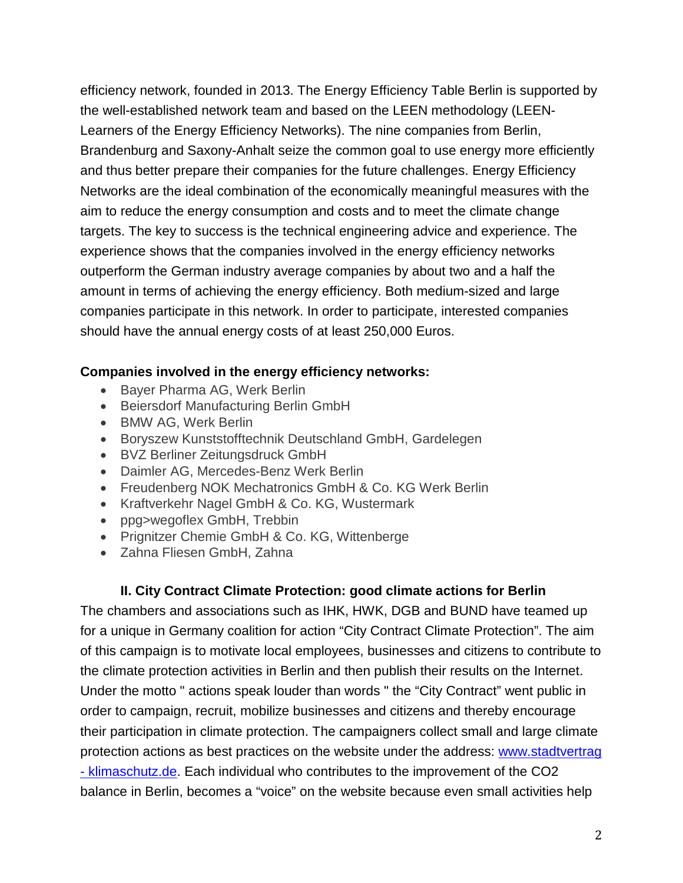efficiency network, founded in 2013. The Energy Efficiency Table Berlin is supported by the well-established network team and based on the LEEN methodology (LEEN-Learners of the Energy Efficiency Networks). The nine companies from Berlin, Brandenburg and Saxony-Anhalt seize the common goal to use energy more efficiently and thus better prepare their companies for the future challenges. Energy Efficiency Networks are the ideal combination of the economically meaningful measures with the aim to reduce the energy consumption and costs and to meet the climate change targets. The key to success is the technical engineering advice and experience. The experience shows that the companies involved in the energy efficiency networks outperform the German industry average companies by about two and a half the amount in terms of achieving the energy efficiency. Both medium-sized and large companies participate in this network. In order to participate, interested companies should have the annual energy costs of at least 250,000 Euros.

**Companies involved in the energy efficiency networks:**

- Bayer Pharma AG, Werk Berlin
- Beiersdorf Manufacturing Berlin GmbH
- BMW AG, Werk Berlin
- Boryszew Kunststofftechnik Deutschland GmbH, Gardelegen
- BVZ Berliner Zeitungsdruck GmbH
- Daimler AG, Mercedes-Benz Werk Berlin
- Freudenberg NOK Mechatronics GmbH & Co. KG Werk Berlin
- Kraftverkehr Nagel GmbH & Co. KG, Wustermark
- ppg>wegoflex GmbH, Trebbin
- Prignitzer Chemie GmbH & Co. KG, Wittenberge
- Zahna Fliesen GmbH, Zahna

## II. City Contract Climate Protection: good climate actions for Berlin

The chambers and associations such as IHK, HWK, DGB and BUND have teamed up for a unique in Germany coalition for action "City Contract Climate Protection". The aim of this campaign is to motivate local employees, businesses and citizens to contribute to the climate protection activities in Berlin and then publish their results on the Internet. Under the motto " actions speak louder than words " the "City Contract" went public in order to campaign, recruit, mobilize businesses and citizens and thereby encourage their participation in climate protection. The campaigners collect small and large climate protection actions as best practices on the website under the address: www.stadtvertrag - klimaschutz.de. Each individual who contributes to the improvement of the $CO_2$ balance in Berlin, becomes a "voice" on the website because even small activities help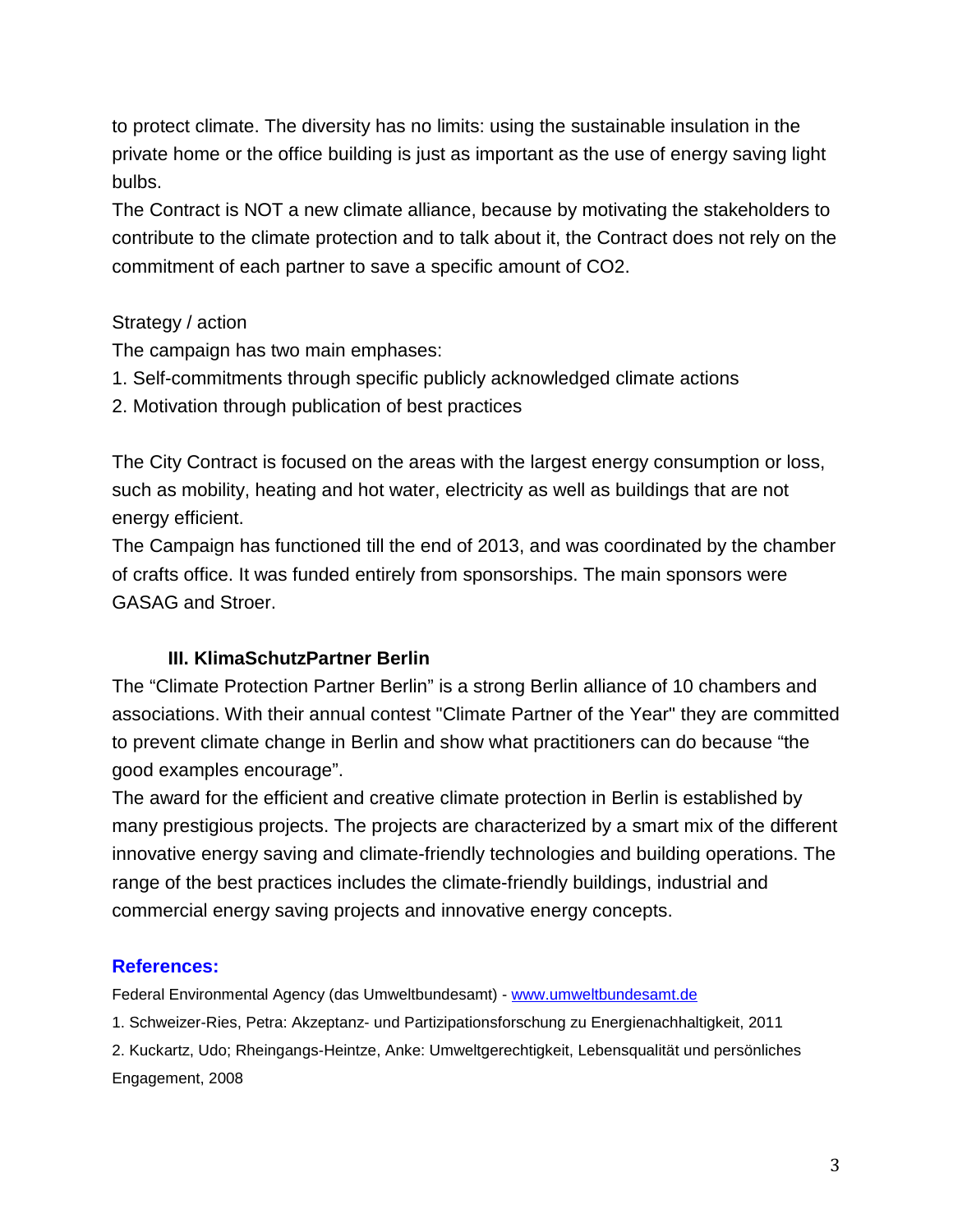to protect climate. The diversity has no limits: using the sustainable insulation in the private home or the office building is just as important as the use of energy saving light bulbs.
The Contract is NOT a new climate alliance, because by motivating the stakeholders to contribute to the climate protection and to talk about it, the Contract does not rely on the commitment of each partner to save a specific amount of $CO_2$.

Strategy / action
The campaign has two main emphases:

1. Self-commitments through specific publicly acknowledged climate actions
2. Motivation through publication of best practices

The City Contract is focused on the areas with the largest energy consumption or loss, such as mobility, heating and hot water, electricity as well as buildings that are not energy efficient.
The Campaign has functioned till the end of 2013, and was coordinated by the chamber of crafts office. It was funded entirely from sponsorships. The main sponsors were GASAG and Stroer.

### III. KlimaSchutzPartner Berlin

The "Climate Protection Partner Berlin" is a strong Berlin alliance of 10 chambers and associations. With their annual contest "Climate Partner of the Year" they are committed to prevent climate change in Berlin and show what practitioners can do because "the good examples encourage".
The award for the efficient and creative climate protection in Berlin is established by many prestigious projects. The projects are characterized by a smart mix of the different innovative energy saving and climate-friendly technologies and building operations. The range of the best practices includes the climate-friendly buildings, industrial and commercial energy saving projects and innovative energy concepts.

## References:

Federal Environmental Agency (das Umweltbundesamt) - www.umweltbundesamt.de

1. Schweizer-Ries, Petra: Akzeptanz- und Partizipationsforschung zu Energienachhaltigkeit, 2011
2. Kuckartz, Udo; Rheingangs-Heintze, Anke: Umweltgerechtigkeit, Lebensqualität und persönliches Engagement, 2008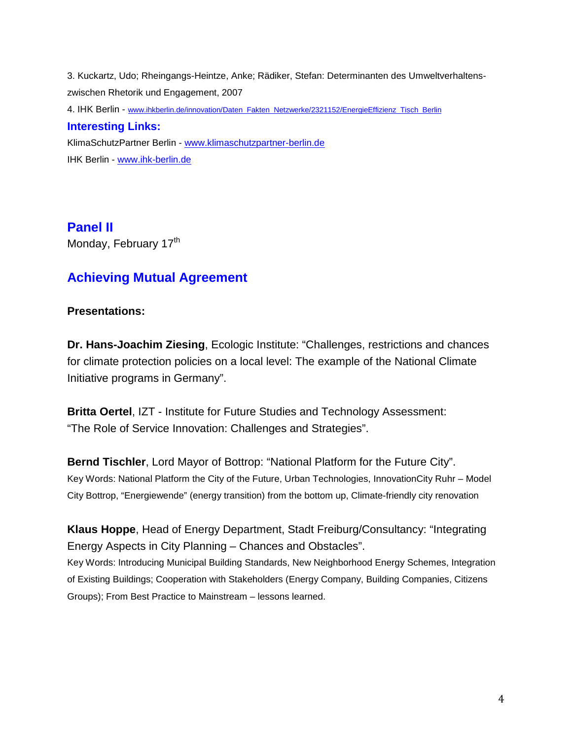3. Kuckartz, Udo; Rheingangs-Heintze, Anke; Rädiker, Stefan: Determinanten des Umweltverhaltens- zwischen Rhetorik und Engagement, 2007

4. IHK Berlin - www.ihkberlin.de/innovation/Daten_Fakten_Netzwerke/2321152/EnergieEffizienz_Tisch_Berlin

### Interesting Links:

KlimaSchutzPartner Berlin - www.klimaschutzpartner-berlin.de

IHK Berlin - www.ihk-berlin.de

## Panel II

Monday, February 17th

## Achieving Mutual Agreement

**Presentations:**

**Dr. Hans-Joachim Ziesing**, Ecologic Institute: "Challenges, restrictions and chances for climate protection policies on a local level: The example of the National Climate Initiative programs in Germany".

**Britta Oertel**, IZT - Institute for Future Studies and Technology Assessment: "The Role of Service Innovation: Challenges and Strategies".

**Bernd Tischler**, Lord Mayor of Bottrop: "National Platform for the Future City".
Key Words: National Platform the City of the Future, Urban Technologies, InnovationCity Ruhr – Model City Bottrop, "Energiewende" (energy transition) from the bottom up, Climate-friendly city renovation

**Klaus Hoppe**, Head of Energy Department, Stadt Freiburg/Consultancy: "Integrating Energy Aspects in City Planning – Chances and Obstacles".
Key Words: Introducing Municipal Building Standards, New Neighborhood Energy Schemes, Integration of Existing Buildings; Cooperation with Stakeholders (Energy Company, Building Companies, Citizens Groups); From Best Practice to Mainstream – lessons learned.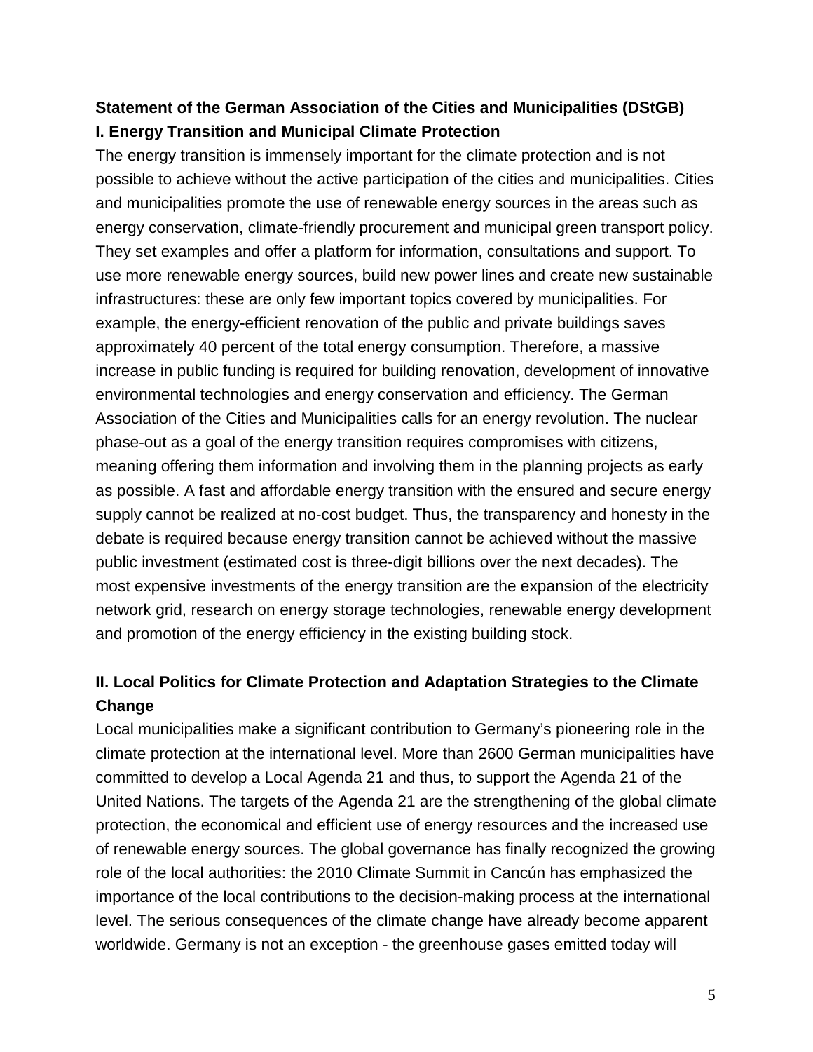**Statement of the German Association of the Cities and Municipalities (DStGB)**

**I. Energy Transition and Municipal Climate Protection**

The energy transition is immensely important for the climate protection and is not possible to achieve without the active participation of the cities and municipalities. Cities and municipalities promote the use of renewable energy sources in the areas such as energy conservation, climate-friendly procurement and municipal green transport policy. They set examples and offer a platform for information, consultations and support. To use more renewable energy sources, build new power lines and create new sustainable infrastructures: these are only few important topics covered by municipalities. For example, the energy-efficient renovation of the public and private buildings saves approximately 40 percent of the total energy consumption. Therefore, a massive increase in public funding is required for building renovation, development of innovative environmental technologies and energy conservation and efficiency. The German Association of the Cities and Municipalities calls for an energy revolution. The nuclear phase-out as a goal of the energy transition requires compromises with citizens, meaning offering them information and involving them in the planning projects as early as possible. A fast and affordable energy transition with the ensured and secure energy supply cannot be realized at no-cost budget. Thus, the transparency and honesty in the debate is required because energy transition cannot be achieved without the massive public investment (estimated cost is three-digit billions over the next decades). The most expensive investments of the energy transition are the expansion of the electricity network grid, research on energy storage technologies, renewable energy development and promotion of the energy efficiency in the existing building stock.

**II. Local Politics for Climate Protection and Adaptation Strategies to the Climate Change**

Local municipalities make a significant contribution to Germany's pioneering role in the climate protection at the international level. More than 2600 German municipalities have committed to develop a Local Agenda 21 and thus, to support the Agenda 21 of the United Nations. The targets of the Agenda 21 are the strengthening of the global climate protection, the economical and efficient use of energy resources and the increased use of renewable energy sources. The global governance has finally recognized the growing role of the local authorities: the 2010 Climate Summit in Cancún has emphasized the importance of the local contributions to the decision-making process at the international level. The serious consequences of the climate change have already become apparent worldwide. Germany is not an exception - the greenhouse gases emitted today will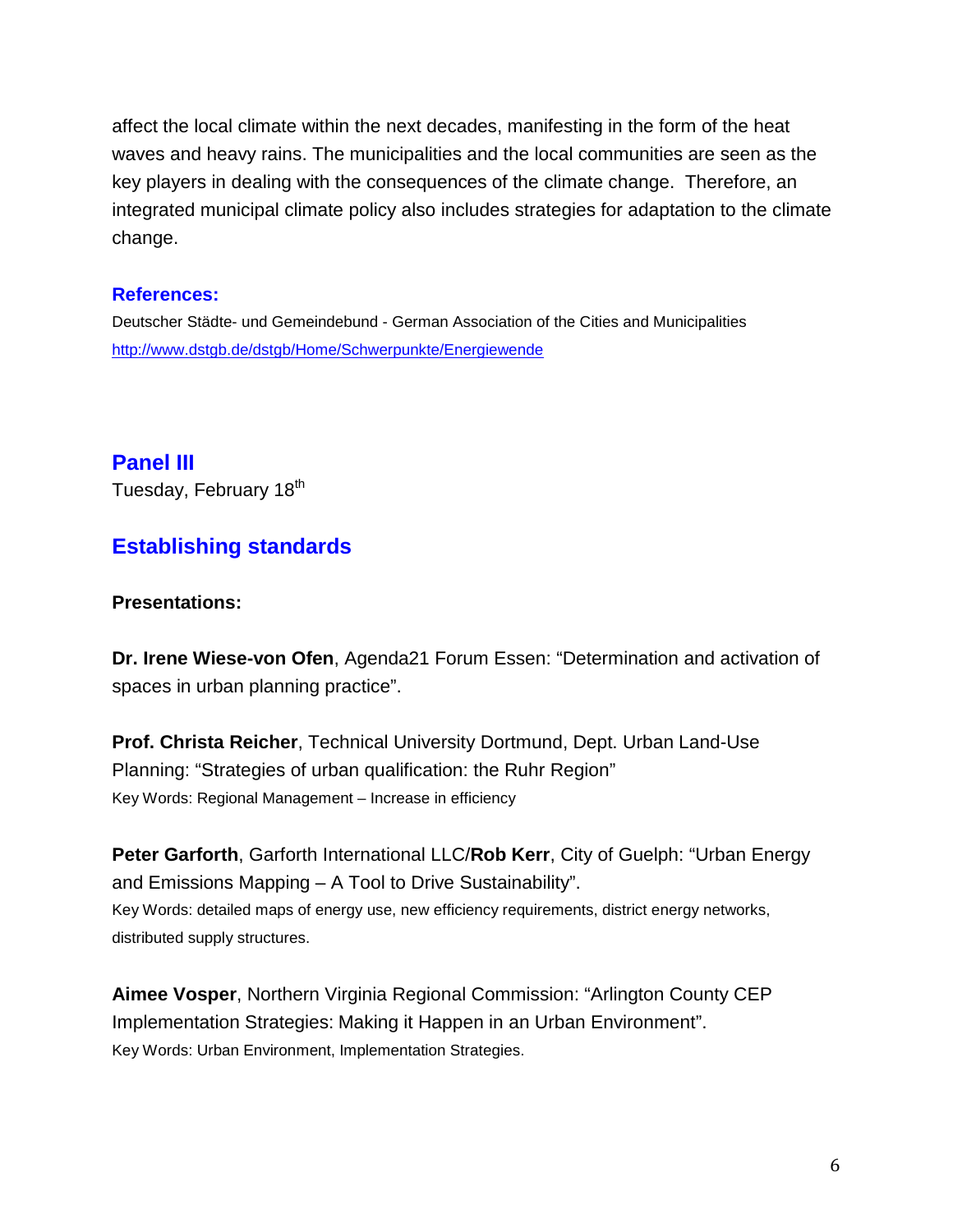affect the local climate within the next decades, manifesting in the form of the heat waves and heavy rains. The municipalities and the local communities are seen as the key players in dealing with the consequences of the climate change. Therefore, an integrated municipal climate policy also includes strategies for adaptation to the climate change.

### References:

Deutscher Städte- und Gemeindebund - German Association of the Cities and Municipalities
http://www.dstgb.de/dstgb/Home/Schwerpunkte/Energiewende

## Panel III

Tuesday, February 18th

## Establishing standards

**Presentations:**

**Dr. Irene Wiese-von Ofen**, Agenda21 Forum Essen: "Determination and activation of spaces in urban planning practice".

**Prof. Christa Reicher**, Technical University Dortmund, Dept. Urban Land-Use Planning: "Strategies of urban qualification: the Ruhr Region"
Key Words: Regional Management – Increase in efficiency

**Peter Garforth**, Garforth International LLC/**Rob Kerr**, City of Guelph: "Urban Energy and Emissions Mapping – A Tool to Drive Sustainability".
Key Words: detailed maps of energy use, new efficiency requirements, district energy networks, distributed supply structures.

**Aimee Vosper**, Northern Virginia Regional Commission: "Arlington County CEP Implementation Strategies: Making it Happen in an Urban Environment".
Key Words: Urban Environment, Implementation Strategies.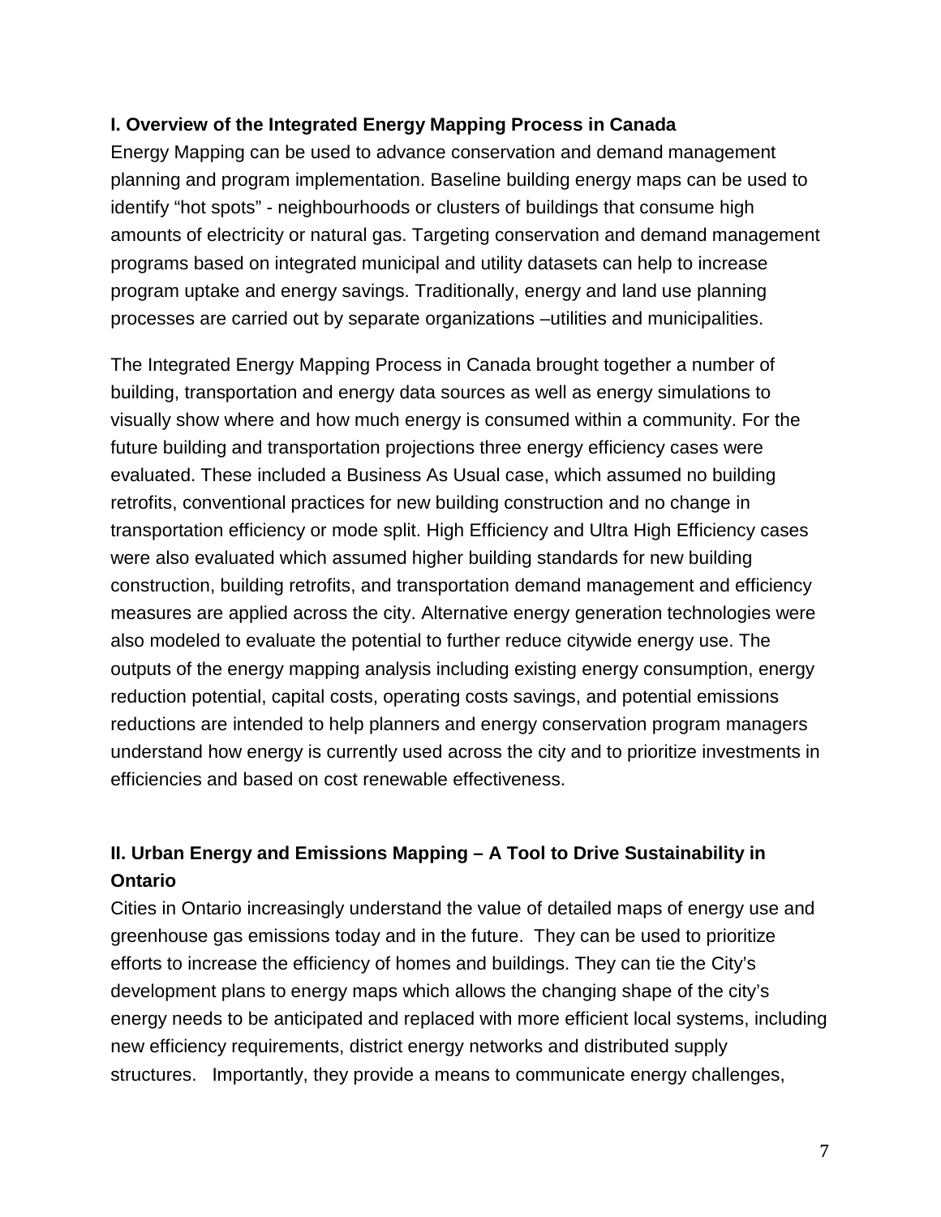**I. Overview of the Integrated Energy Mapping Process in Canada**

Energy Mapping can be used to advance conservation and demand management planning and program implementation. Baseline building energy maps can be used to identify "hot spots" - neighbourhoods or clusters of buildings that consume high amounts of electricity or natural gas. Targeting conservation and demand management programs based on integrated municipal and utility datasets can help to increase program uptake and energy savings. Traditionally, energy and land use planning processes are carried out by separate organizations –utilities and municipalities.

The Integrated Energy Mapping Process in Canada brought together a number of building, transportation and energy data sources as well as energy simulations to visually show where and how much energy is consumed within a community. For the future building and transportation projections three energy efficiency cases were evaluated. These included a Business As Usual case, which assumed no building retrofits, conventional practices for new building construction and no change in transportation efficiency or mode split. High Efficiency and Ultra High Efficiency cases were also evaluated which assumed higher building standards for new building construction, building retrofits, and transportation demand management and efficiency measures are applied across the city. Alternative energy generation technologies were also modeled to evaluate the potential to further reduce citywide energy use. The outputs of the energy mapping analysis including existing energy consumption, energy reduction potential, capital costs, operating costs savings, and potential emissions reductions are intended to help planners and energy conservation program managers understand how energy is currently used across the city and to prioritize investments in efficiencies and based on cost renewable effectiveness.

**II. Urban Energy and Emissions Mapping – A Tool to Drive Sustainability in Ontario**

Cities in Ontario increasingly understand the value of detailed maps of energy use and greenhouse gas emissions today and in the future. They can be used to prioritize efforts to increase the efficiency of homes and buildings. They can tie the City's development plans to energy maps which allows the changing shape of the city's energy needs to be anticipated and replaced with more efficient local systems, including new efficiency requirements, district energy networks and distributed supply structures. Importantly, they provide a means to communicate energy challenges,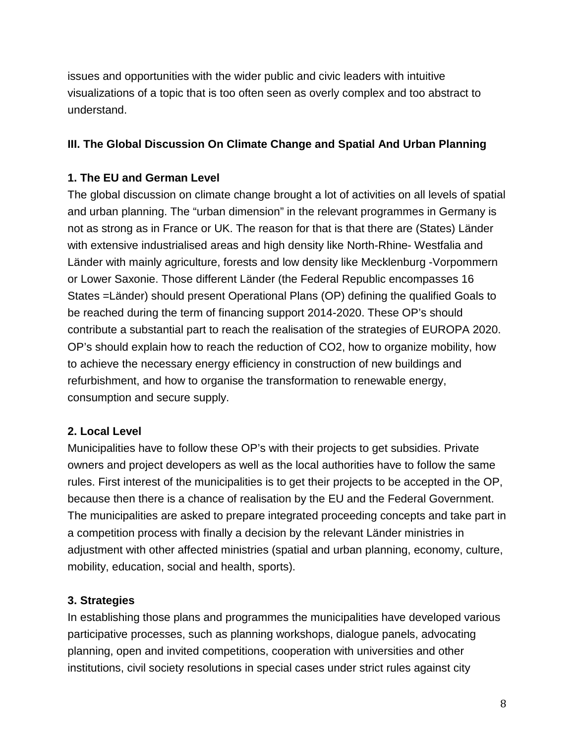issues and opportunities with the wider public and civic leaders with intuitive visualizations of a topic that is too often seen as overly complex and too abstract to understand.

## III. The Global Discussion On Climate Change and Spatial And Urban Planning

### 1. The EU and German Level

The global discussion on climate change brought a lot of activities on all levels of spatial and urban planning. The "urban dimension" in the relevant programmes in Germany is not as strong as in France or UK. The reason for that is that there are (States) Länder with extensive industrialised areas and high density like North-Rhine- Westfalia and Länder with mainly agriculture, forests and low density like Mecklenburg -Vorpommern or Lower Saxonie. Those different Länder (the Federal Republic encompasses 16 States =Länder) should present Operational Plans (OP) defining the qualified Goals to be reached during the term of financing support 2014-2020. These OP's should contribute a substantial part to reach the realisation of the strategies of EUROPA 2020. OP's should explain how to reach the reduction of CO2, how to organize mobility, how to achieve the necessary energy efficiency in construction of new buildings and refurbishment, and how to organise the transformation to renewable energy, consumption and secure supply.

### 2. Local Level

Municipalities have to follow these OP's with their projects to get subsidies. Private owners and project developers as well as the local authorities have to follow the same rules. First interest of the municipalities is to get their projects to be accepted in the OP, because then there is a chance of realisation by the EU and the Federal Government. The municipalities are asked to prepare integrated proceeding concepts and take part in a competition process with finally a decision by the relevant Länder ministries in adjustment with other affected ministries (spatial and urban planning, economy, culture, mobility, education, social and health, sports).

### 3. Strategies

In establishing those plans and programmes the municipalities have developed various participative processes, such as planning workshops, dialogue panels, advocating planning, open and invited competitions, cooperation with universities and other institutions, civil society resolutions in special cases under strict rules against city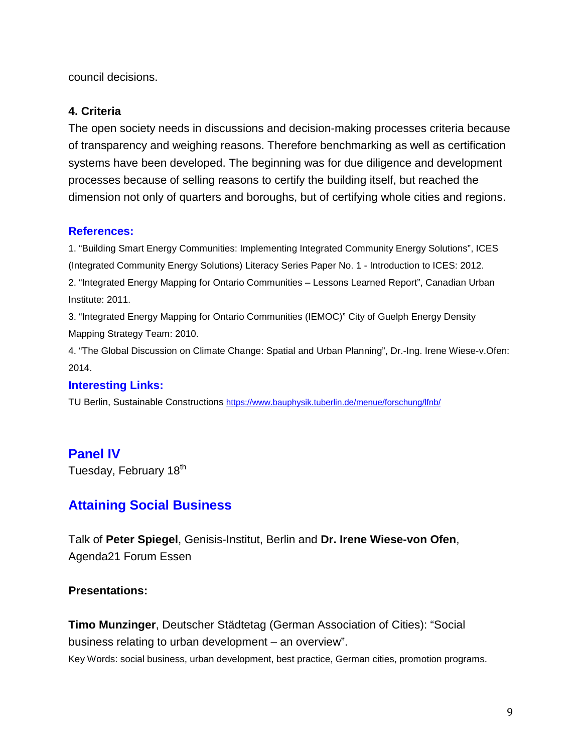council decisions.

**4. Criteria**

The open society needs in discussions and decision-making processes criteria because of transparency and weighing reasons. Therefore benchmarking as well as certification systems have been developed. The beginning was for due diligence and development processes because of selling reasons to certify the building itself, but reached the dimension not only of quarters and boroughs, but of certifying whole cities and regions.

### References:

1. “Building Smart Energy Communities: Implementing Integrated Community Energy Solutions”, ICES (Integrated Community Energy Solutions) Literacy Series Paper No. 1 - Introduction to ICES: 2012.
2. “Integrated Energy Mapping for Ontario Communities – Lessons Learned Report”, Canadian Urban Institute: 2011.
3. “Integrated Energy Mapping for Ontario Communities (IEMOC)” City of Guelph Energy Density Mapping Strategy Team: 2010.
4. “The Global Discussion on Climate Change: Spatial and Urban Planning”, Dr.-Ing. Irene Wiese-v.Ofen: 2014.

### Interesting Links:

TU Berlin, Sustainable Constructions https://www.bauphysik.tuberlin.de/menue/forschung/lfnb/

## Panel IV

Tuesday, February 18th

## Attaining Social Business

Talk of **Peter Spiegel**, Genisis-Institut, Berlin and **Dr. Irene Wiese-von Ofen**, Agenda21 Forum Essen

**Presentations:**

**Timo Munzinger**, Deutscher Städtetag (German Association of Cities): “Social business relating to urban development – an overview”.

Key Words: social business, urban development, best practice, German cities, promotion programs.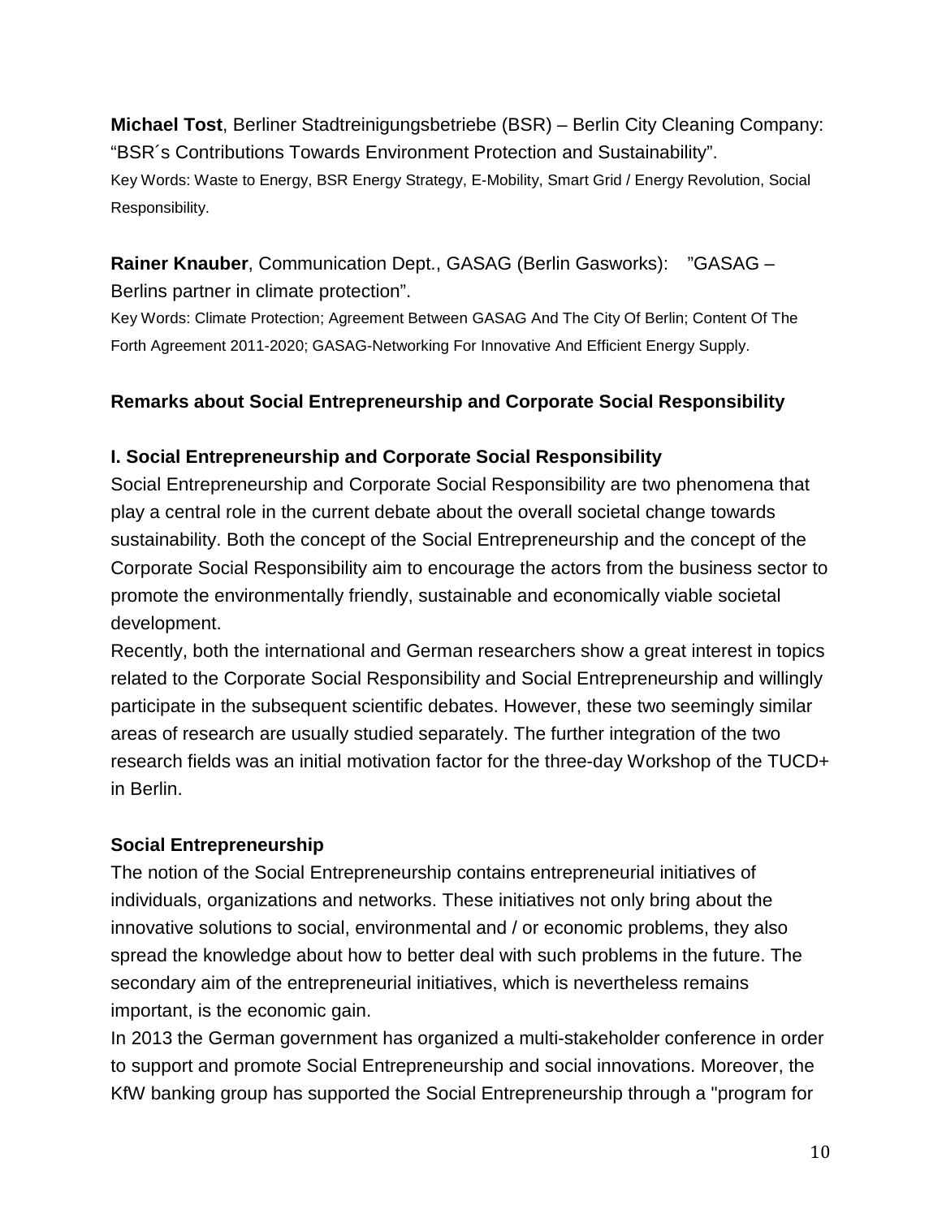**Michael Tost**, Berliner Stadtreinigungsbetriebe (BSR) – Berlin City Cleaning Company: "BSR´s Contributions Towards Environment Protection and Sustainability".

Key Words: Waste to Energy, BSR Energy Strategy, E-Mobility, Smart Grid / Energy Revolution, Social Responsibility.

**Rainer Knauber**, Communication Dept., GASAG (Berlin Gasworks): "GASAG – Berlins partner in climate protection".

Key Words: Climate Protection; Agreement Between GASAG And The City Of Berlin; Content Of The Forth Agreement 2011-2020; GASAG-Networking For Innovative And Efficient Energy Supply.

## Remarks about Social Entrepreneurship and Corporate Social Responsibility

### I. Social Entrepreneurship and Corporate Social Responsibility

Social Entrepreneurship and Corporate Social Responsibility are two phenomena that play a central role in the current debate about the overall societal change towards sustainability. Both the concept of the Social Entrepreneurship and the concept of the Corporate Social Responsibility aim to encourage the actors from the business sector to promote the environmentally friendly, sustainable and economically viable societal development.

Recently, both the international and German researchers show a great interest in topics related to the Corporate Social Responsibility and Social Entrepreneurship and willingly participate in the subsequent scientific debates. However, these two seemingly similar areas of research are usually studied separately. The further integration of the two research fields was an initial motivation factor for the three-day Workshop of the TUCD+ in Berlin.

### Social Entrepreneurship

The notion of the Social Entrepreneurship contains entrepreneurial initiatives of individuals, organizations and networks. These initiatives not only bring about the innovative solutions to social, environmental and / or economic problems, they also spread the knowledge about how to better deal with such problems in the future. The secondary aim of the entrepreneurial initiatives, which is nevertheless remains important, is the economic gain.

In 2013 the German government has organized a multi-stakeholder conference in order to support and promote Social Entrepreneurship and social innovations. Moreover, the KfW banking group has supported the Social Entrepreneurship through a "program for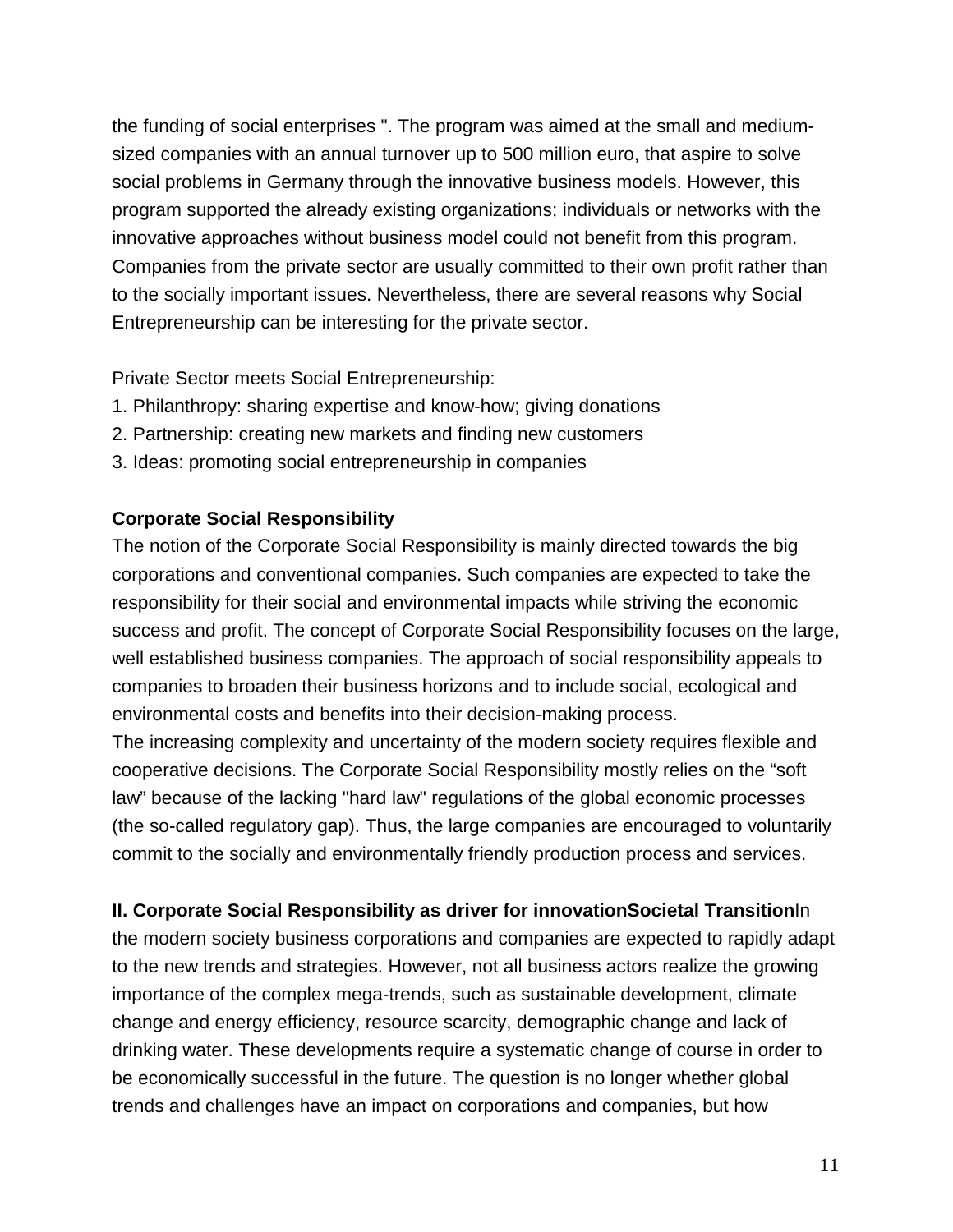the funding of social enterprises ". The program was aimed at the small and medium-sized companies with an annual turnover up to 500 million euro, that aspire to solve social problems in Germany through the innovative business models. However, this program supported the already existing organizations; individuals or networks with the innovative approaches without business model could not benefit from this program. Companies from the private sector are usually committed to their own profit rather than to the socially important issues. Nevertheless, there are several reasons why Social Entrepreneurship can be interesting for the private sector.

Private Sector meets Social Entrepreneurship:

1. Philanthropy: sharing expertise and know-how; giving donations
2. Partnership: creating new markets and finding new customers
3. Ideas: promoting social entrepreneurship in companies

**Corporate Social Responsibility**

The notion of the Corporate Social Responsibility is mainly directed towards the big corporations and conventional companies. Such companies are expected to take the responsibility for their social and environmental impacts while striving the economic success and profit. The concept of Corporate Social Responsibility focuses on the large, well established business companies. The approach of social responsibility appeals to companies to broaden their business horizons and to include social, ecological and environmental costs and benefits into their decision-making process.

The increasing complexity and uncertainty of the modern society requires flexible and cooperative decisions. The Corporate Social Responsibility mostly relies on the “soft law” because of the lacking "hard law" regulations of the global economic processes (the so-called regulatory gap). Thus, the large companies are encouraged to voluntarily commit to the socially and environmentally friendly production process and services.

**II. Corporate Social Responsibility as driver for innovationSocietal Transition**In the modern society business corporations and companies are expected to rapidly adapt to the new trends and strategies. However, not all business actors realize the growing importance of the complex mega-trends, such as sustainable development, climate change and energy efficiency, resource scarcity, demographic change and lack of drinking water. These developments require a systematic change of course in order to be economically successful in the future. The question is no longer whether global trends and challenges have an impact on corporations and companies, but how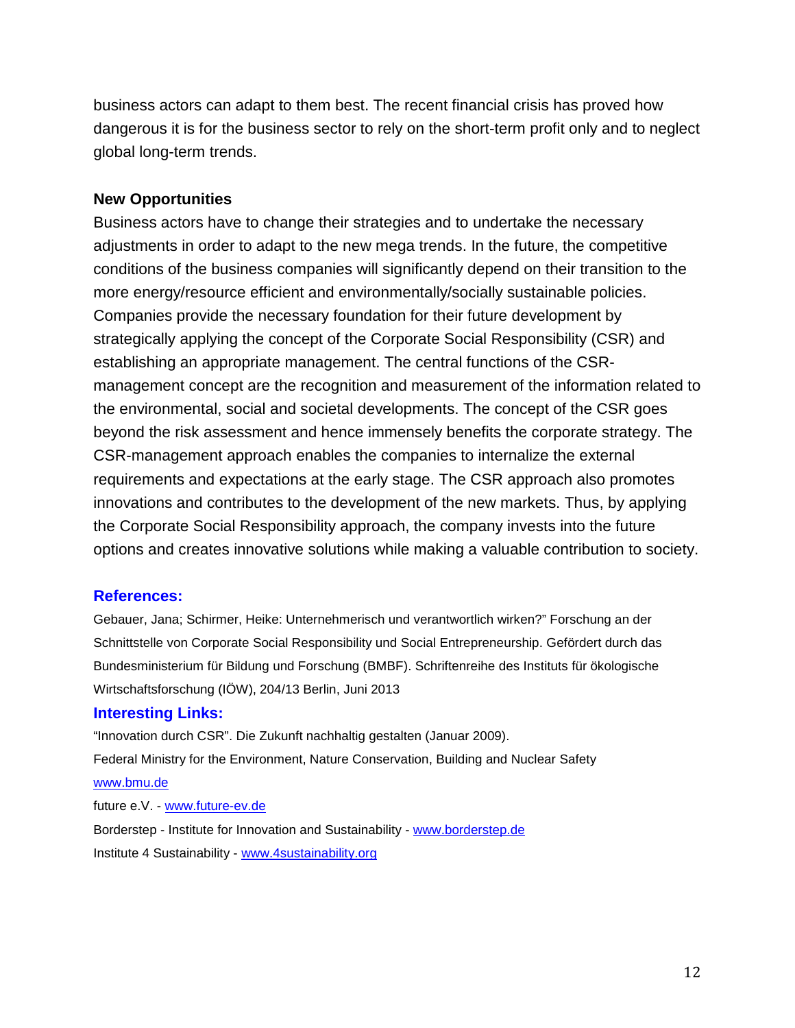business actors can adapt to them best. The recent financial crisis has proved how dangerous it is for the business sector to rely on the short-term profit only and to neglect global long-term trends.

**New Opportunities**

Business actors have to change their strategies and to undertake the necessary adjustments in order to adapt to the new mega trends. In the future, the competitive conditions of the business companies will significantly depend on their transition to the more energy/resource efficient and environmentally/socially sustainable policies. Companies provide the necessary foundation for their future development by strategically applying the concept of the Corporate Social Responsibility (CSR) and establishing an appropriate management. The central functions of the CSR-management concept are the recognition and measurement of the information related to the environmental, social and societal developments. The concept of the CSR goes beyond the risk assessment and hence immensely benefits the corporate strategy. The CSR-management approach enables the companies to internalize the external requirements and expectations at the early stage. The CSR approach also promotes innovations and contributes to the development of the new markets. Thus, by applying the Corporate Social Responsibility approach, the company invests into the future options and creates innovative solutions while making a valuable contribution to society.

## References:

Gebauer, Jana; Schirmer, Heike: Unternehmerisch und verantwortlich wirken?" Forschung an der Schnittstelle von Corporate Social Responsibility und Social Entrepreneurship. Gefördert durch das Bundesministerium für Bildung und Forschung (BMBF). Schriftenreihe des Instituts für ökologische Wirtschaftsforschung (IÖW), 204/13 Berlin, Juni 2013

## Interesting Links:

"Innovation durch CSR". Die Zukunft nachhaltig gestalten (Januar 2009).

Federal Ministry for the Environment, Nature Conservation, Building and Nuclear Safety

www.bmu.de

future e.V. - www.future-ev.de

Borderstep - Institute for Innovation and Sustainability - www.borderstep.de

Institute 4 Sustainability - www.4sustainability.org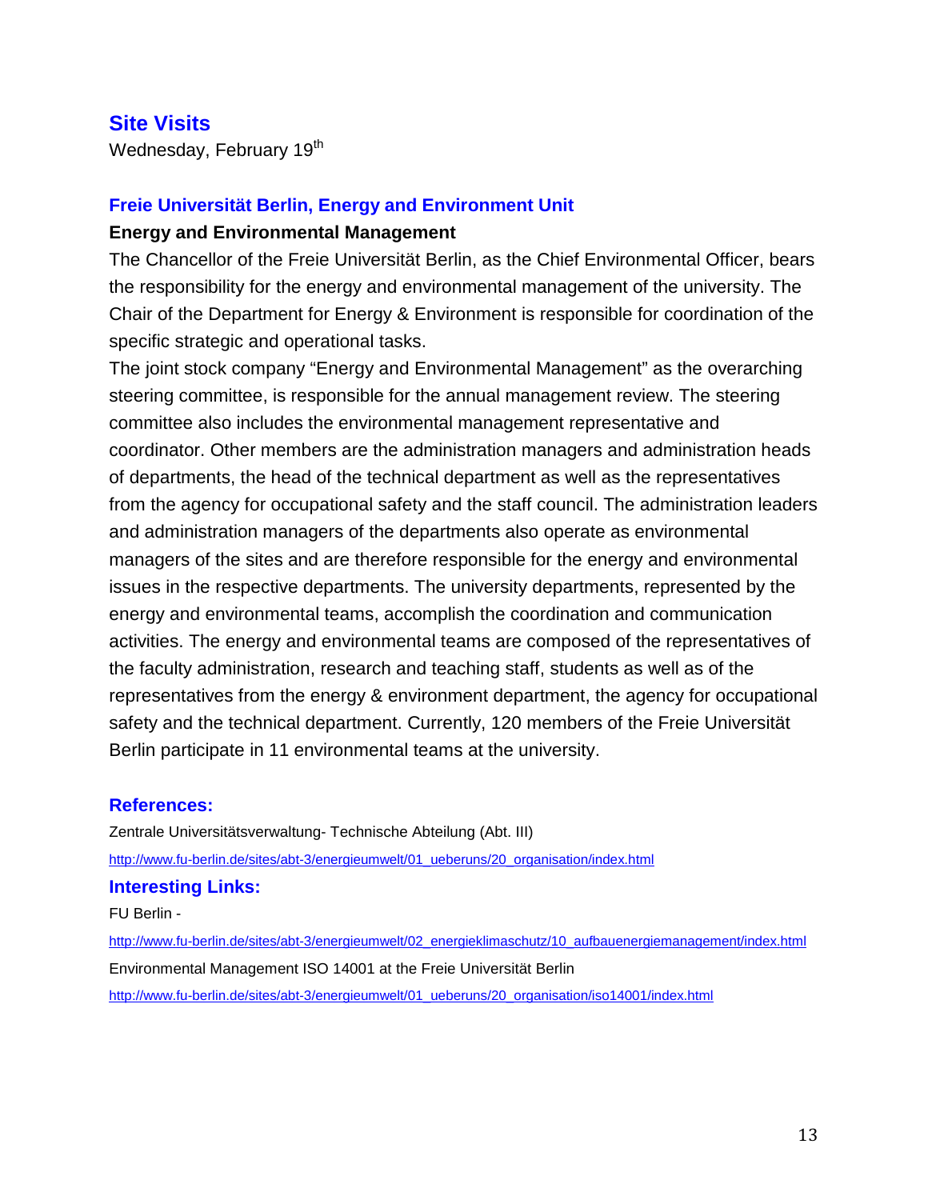## Site Visits

Wednesday, February 19th

### Freie Universität Berlin, Energy and Environment Unit

**Energy and Environmental Management**

The Chancellor of the Freie Universität Berlin, as the Chief Environmental Officer, bears the responsibility for the energy and environmental management of the university. The Chair of the Department for Energy & Environment is responsible for coordination of the specific strategic and operational tasks.

The joint stock company "Energy and Environmental Management" as the overarching steering committee, is responsible for the annual management review. The steering committee also includes the environmental management representative and coordinator. Other members are the administration managers and administration heads of departments, the head of the technical department as well as the representatives from the agency for occupational safety and the staff council. The administration leaders and administration managers of the departments also operate as environmental managers of the sites and are therefore responsible for the energy and environmental issues in the respective departments. The university departments, represented by the energy and environmental teams, accomplish the coordination and communication activities. The energy and environmental teams are composed of the representatives of the faculty administration, research and teaching staff, students as well as of the representatives from the energy & environment department, the agency for occupational safety and the technical department. Currently, 120 members of the Freie Universität Berlin participate in 11 environmental teams at the university.

### References:

Zentrale Universitätsverwaltung- Technische Abteilung (Abt. III)

http://www.fu-berlin.de/sites/abt-3/energieumwelt/01_ueberuns/20_organisation/index.html

### Interesting Links:

FU Berlin -

http://www.fu-berlin.de/sites/abt-3/energieumwelt/02_energieklimaschutz/10_aufbauenergiemanagement/index.html

Environmental Management ISO 14001 at the Freie Universität Berlin

http://www.fu-berlin.de/sites/abt-3/energieumwelt/01_ueberuns/20_organisation/iso14001/index.html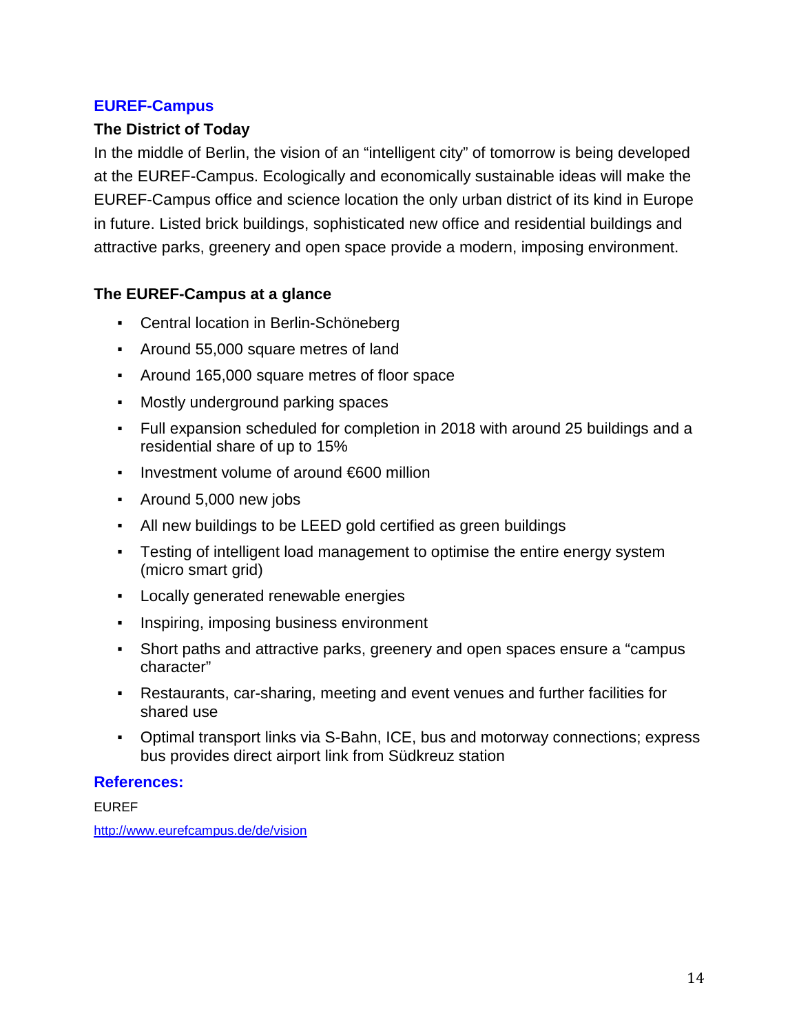## EUREF-Campus

### The District of Today

In the middle of Berlin, the vision of an "intelligent city" of tomorrow is being developed at the EUREF-Campus. Ecologically and economically sustainable ideas will make the EUREF-Campus office and science location the only urban district of its kind in Europe in future. Listed brick buildings, sophisticated new office and residential buildings and attractive parks, greenery and open space provide a modern, imposing environment.

### The EUREF-Campus at a glance

- Central location in Berlin-Schöneberg
- Around 55,000 square metres of land
- Around 165,000 square metres of floor space
- Mostly underground parking spaces
- Full expansion scheduled for completion in 2018 with around 25 buildings and a residential share of up to 15%
- Investment volume of around €600 million
- Around 5,000 new jobs
- All new buildings to be LEED gold certified as green buildings
- Testing of intelligent load management to optimise the entire energy system (micro smart grid)
- Locally generated renewable energies
- Inspiring, imposing business environment
- Short paths and attractive parks, greenery and open spaces ensure a "campus character"
- Restaurants, car-sharing, meeting and event venues and further facilities for shared use
- Optimal transport links via S-Bahn, ICE, bus and motorway connections; express bus provides direct airport link from Südkreuz station

### References:

EUREF

http://www.eurefcampus.de/de/vision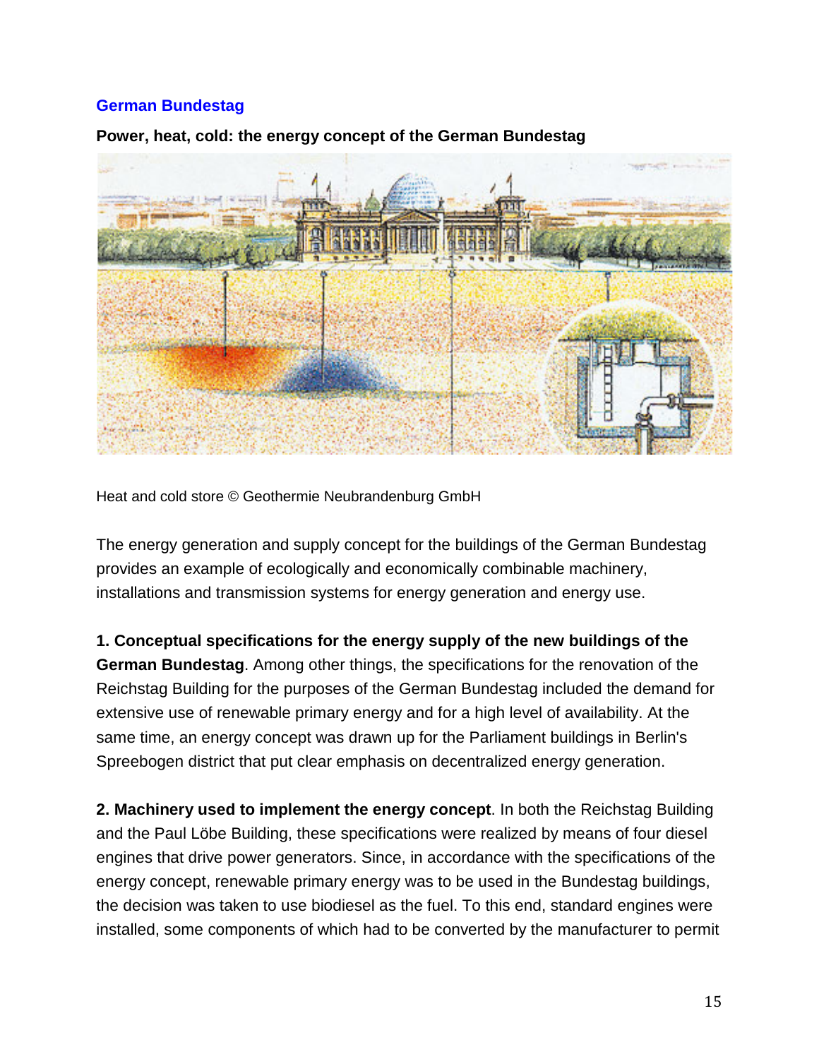## German Bundestag

**Power, heat, cold: the energy concept of the German Bundestag**

Heat and cold store © Geothermie Neubrandenburg GmbH

The energy generation and supply concept for the buildings of the German Bundestag provides an example of ecologically and economically combinable machinery, installations and transmission systems for energy generation and energy use.

**1. Conceptual specifications for the energy supply of the new buildings of the German Bundestag**. Among other things, the specifications for the renovation of the Reichstag Building for the purposes of the German Bundestag included the demand for extensive use of renewable primary energy and for a high level of availability. At the same time, an energy concept was drawn up for the Parliament buildings in Berlin's Spreebogen district that put clear emphasis on decentralized energy generation.

**2. Machinery used to implement the energy concept**. In both the Reichstag Building and the Paul Löbe Building, these specifications were realized by means of four diesel engines that drive power generators. Since, in accordance with the specifications of the energy concept, renewable primary energy was to be used in the Bundestag buildings, the decision was taken to use biodiesel as the fuel. To this end, standard engines were installed, some components of which had to be converted by the manufacturer to permit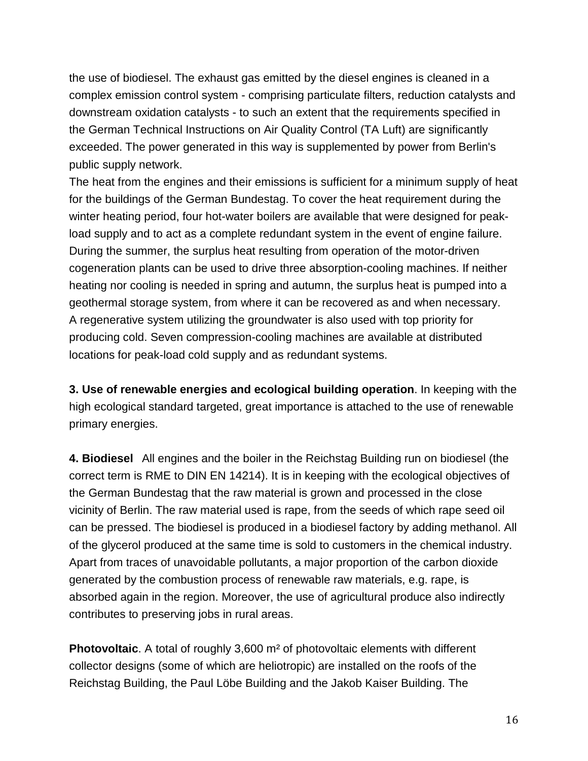the use of biodiesel. The exhaust gas emitted by the diesel engines is cleaned in a complex emission control system - comprising particulate filters, reduction catalysts and downstream oxidation catalysts - to such an extent that the requirements specified in the German Technical Instructions on Air Quality Control (TA Luft) are significantly exceeded. The power generated in this way is supplemented by power from Berlin's public supply network.
The heat from the engines and their emissions is sufficient for a minimum supply of heat for the buildings of the German Bundestag. To cover the heat requirement during the winter heating period, four hot-water boilers are available that were designed for peak-load supply and to act as a complete redundant system in the event of engine failure. During the summer, the surplus heat resulting from operation of the motor-driven cogeneration plants can be used to drive three absorption-cooling machines. If neither heating nor cooling is needed in spring and autumn, the surplus heat is pumped into a geothermal storage system, from where it can be recovered as and when necessary.
A regenerative system utilizing the groundwater is also used with top priority for producing cold. Seven compression-cooling machines are available at distributed locations for peak-load cold supply and as redundant systems.

**3. Use of renewable energies and ecological building operation**. In keeping with the high ecological standard targeted, great importance is attached to the use of renewable primary energies.

**4. Biodiesel** All engines and the boiler in the Reichstag Building run on biodiesel (the correct term is RME to DIN EN 14214). It is in keeping with the ecological objectives of the German Bundestag that the raw material is grown and processed in the close vicinity of Berlin. The raw material used is rape, from the seeds of which rape seed oil can be pressed. The biodiesel is produced in a biodiesel factory by adding methanol. All of the glycerol produced at the same time is sold to customers in the chemical industry. Apart from traces of unavoidable pollutants, a major proportion of the carbon dioxide generated by the combustion process of renewable raw materials, e.g. rape, is absorbed again in the region. Moreover, the use of agricultural produce also indirectly contributes to preserving jobs in rural areas.

**Photovoltaic**. A total of roughly 3,600 m² of photovoltaic elements with different collector designs (some of which are heliotropic) are installed on the roofs of the Reichstag Building, the Paul Löbe Building and the Jakob Kaiser Building. The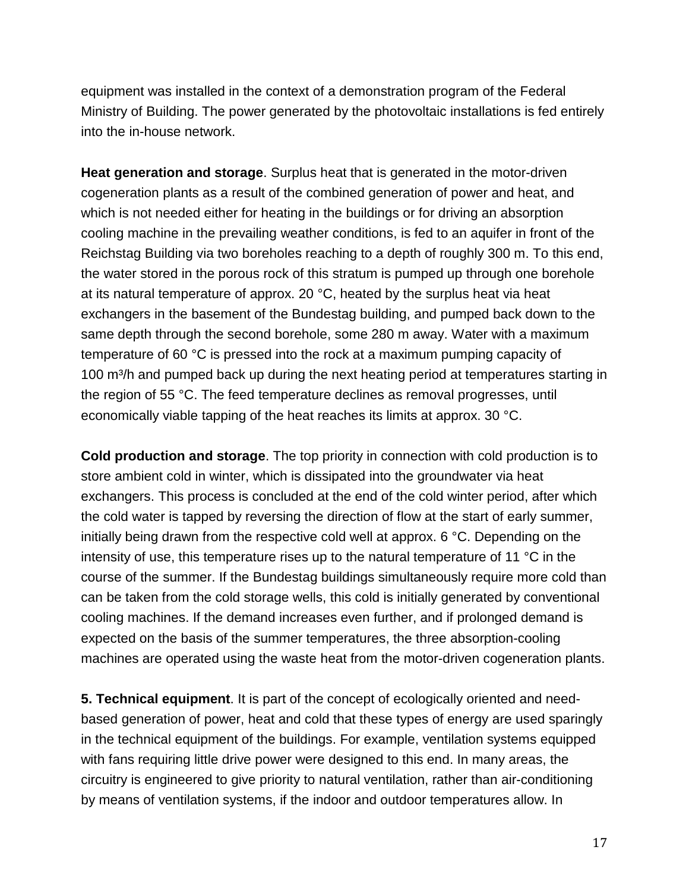equipment was installed in the context of a demonstration program of the Federal Ministry of Building. The power generated by the photovoltaic installations is fed entirely into the in-house network.

**Heat generation and storage**. Surplus heat that is generated in the motor-driven cogeneration plants as a result of the combined generation of power and heat, and which is not needed either for heating in the buildings or for driving an absorption cooling machine in the prevailing weather conditions, is fed to an aquifer in front of the Reichstag Building via two boreholes reaching to a depth of roughly 300 m. To this end, the water stored in the porous rock of this stratum is pumped up through one borehole at its natural temperature of approx. 20 °C, heated by the surplus heat via heat exchangers in the basement of the Bundestag building, and pumped back down to the same depth through the second borehole, some 280 m away. Water with a maximum temperature of 60 °C is pressed into the rock at a maximum pumping capacity of 100 m³/h and pumped back up during the next heating period at temperatures starting in the region of 55 °C. The feed temperature declines as removal progresses, until economically viable tapping of the heat reaches its limits at approx. 30 °C.

**Cold production and storage**. The top priority in connection with cold production is to store ambient cold in winter, which is dissipated into the groundwater via heat exchangers. This process is concluded at the end of the cold winter period, after which the cold water is tapped by reversing the direction of flow at the start of early summer, initially being drawn from the respective cold well at approx. 6 °C. Depending on the intensity of use, this temperature rises up to the natural temperature of 11 °C in the course of the summer. If the Bundestag buildings simultaneously require more cold than can be taken from the cold storage wells, this cold is initially generated by conventional cooling machines. If the demand increases even further, and if prolonged demand is expected on the basis of the summer temperatures, the three absorption-cooling machines are operated using the waste heat from the motor-driven cogeneration plants.

**5. Technical equipment**. It is part of the concept of ecologically oriented and need-based generation of power, heat and cold that these types of energy are used sparingly in the technical equipment of the buildings. For example, ventilation systems equipped with fans requiring little drive power were designed to this end. In many areas, the circuitry is engineered to give priority to natural ventilation, rather than air-conditioning by means of ventilation systems, if the indoor and outdoor temperatures allow. In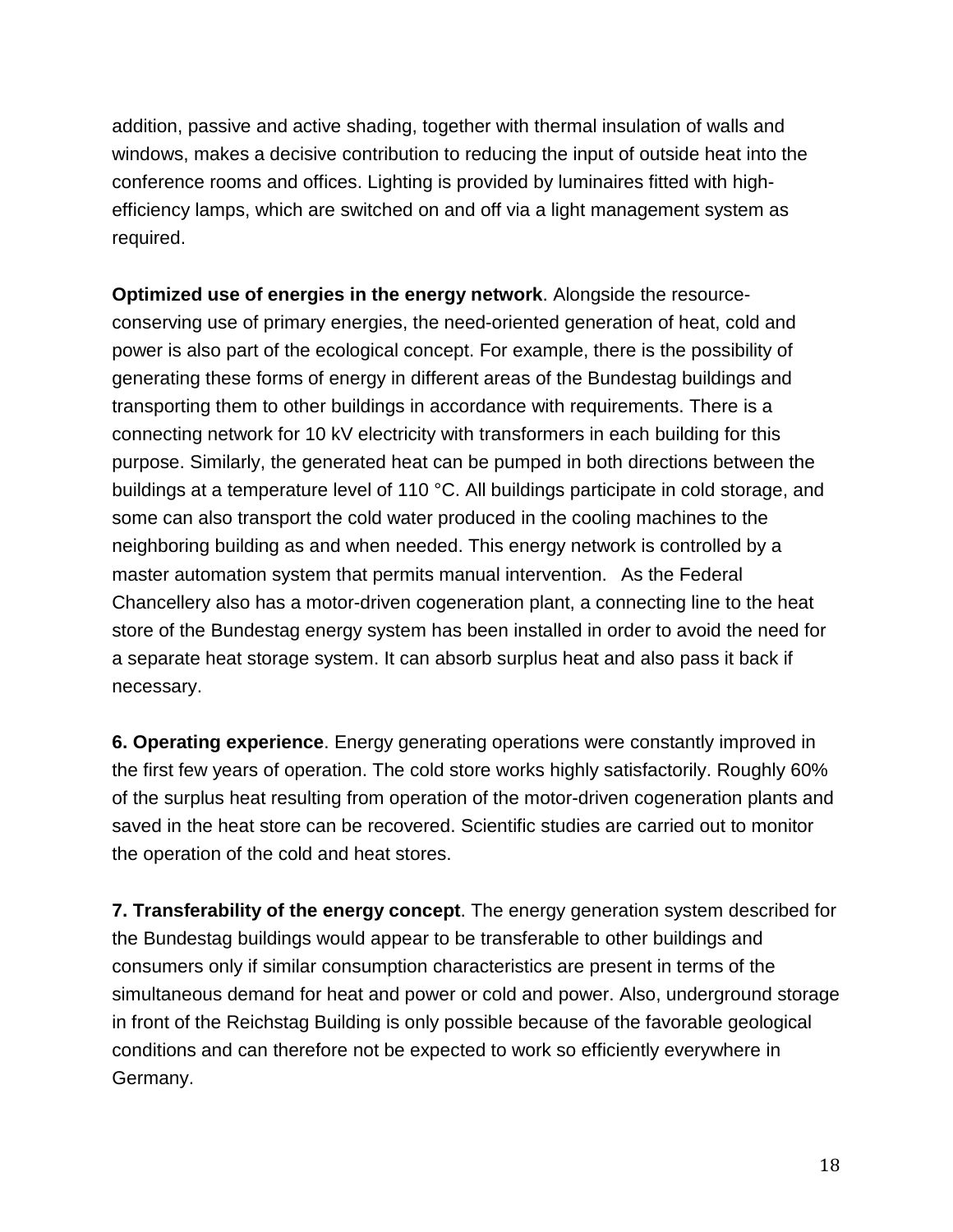addition, passive and active shading, together with thermal insulation of walls and windows, makes a decisive contribution to reducing the input of outside heat into the conference rooms and offices. Lighting is provided by luminaires fitted with high-efficiency lamps, which are switched on and off via a light management system as required.

**Optimized use of energies in the energy network**. Alongside the resource-conserving use of primary energies, the need-oriented generation of heat, cold and power is also part of the ecological concept. For example, there is the possibility of generating these forms of energy in different areas of the Bundestag buildings and transporting them to other buildings in accordance with requirements. There is a connecting network for 10 kV electricity with transformers in each building for this purpose. Similarly, the generated heat can be pumped in both directions between the buildings at a temperature level of 110 °C. All buildings participate in cold storage, and some can also transport the cold water produced in the cooling machines to the neighboring building as and when needed. This energy network is controlled by a master automation system that permits manual intervention. As the Federal Chancellery also has a motor-driven cogeneration plant, a connecting line to the heat store of the Bundestag energy system has been installed in order to avoid the need for a separate heat storage system. It can absorb surplus heat and also pass it back if necessary.

**6. Operating experience**. Energy generating operations were constantly improved in the first few years of operation. The cold store works highly satisfactorily. Roughly 60% of the surplus heat resulting from operation of the motor-driven cogeneration plants and saved in the heat store can be recovered. Scientific studies are carried out to monitor the operation of the cold and heat stores.

**7. Transferability of the energy concept**. The energy generation system described for the Bundestag buildings would appear to be transferable to other buildings and consumers only if similar consumption characteristics are present in terms of the simultaneous demand for heat and power or cold and power. Also, underground storage in front of the Reichstag Building is only possible because of the favorable geological conditions and can therefore not be expected to work so efficiently everywhere in Germany.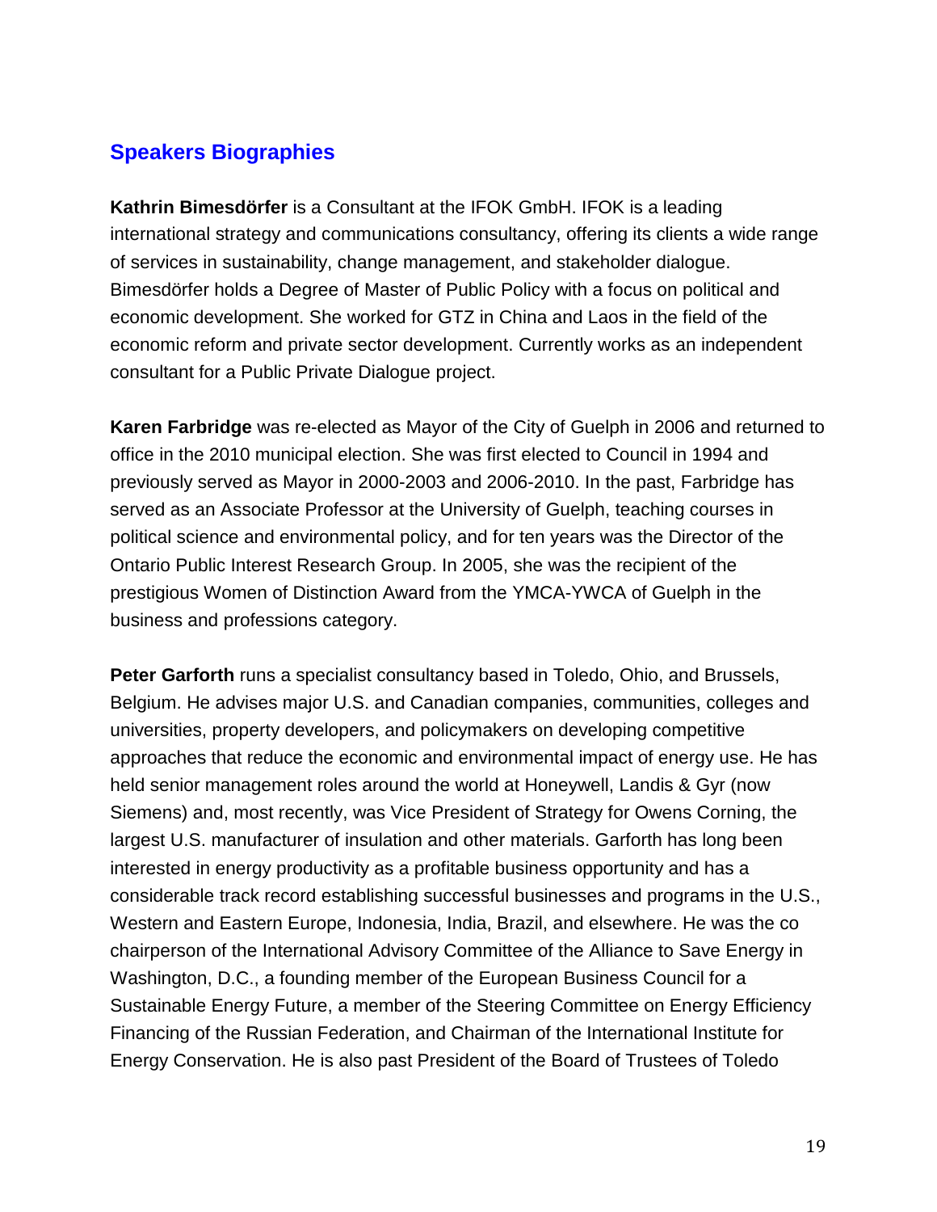## Speakers Biographies

**Kathrin Bimesdörfer** is a Consultant at the IFOK GmbH. IFOK is a leading international strategy and communications consultancy, offering its clients a wide range of services in sustainability, change management, and stakeholder dialogue. Bimesdörfer holds a Degree of Master of Public Policy with a focus on political and economic development. She worked for GTZ in China and Laos in the field of the economic reform and private sector development. Currently works as an independent consultant for a Public Private Dialogue project.

**Karen Farbridge** was re-elected as Mayor of the City of Guelph in 2006 and returned to office in the 2010 municipal election. She was first elected to Council in 1994 and previously served as Mayor in 2000-2003 and 2006-2010. In the past, Farbridge has served as an Associate Professor at the University of Guelph, teaching courses in political science and environmental policy, and for ten years was the Director of the Ontario Public Interest Research Group. In 2005, she was the recipient of the prestigious Women of Distinction Award from the YMCA-YWCA of Guelph in the business and professions category.

**Peter Garforth** runs a specialist consultancy based in Toledo, Ohio, and Brussels, Belgium. He advises major U.S. and Canadian companies, communities, colleges and universities, property developers, and policymakers on developing competitive approaches that reduce the economic and environmental impact of energy use. He has held senior management roles around the world at Honeywell, Landis & Gyr (now Siemens) and, most recently, was Vice President of Strategy for Owens Corning, the largest U.S. manufacturer of insulation and other materials. Garforth has long been interested in energy productivity as a profitable business opportunity and has a considerable track record establishing successful businesses and programs in the U.S., Western and Eastern Europe, Indonesia, India, Brazil, and elsewhere. He was the co chairperson of the International Advisory Committee of the Alliance to Save Energy in Washington, D.C., a founding member of the European Business Council for a Sustainable Energy Future, a member of the Steering Committee on Energy Efficiency Financing of the Russian Federation, and Chairman of the International Institute for Energy Conservation. He is also past President of the Board of Trustees of Toledo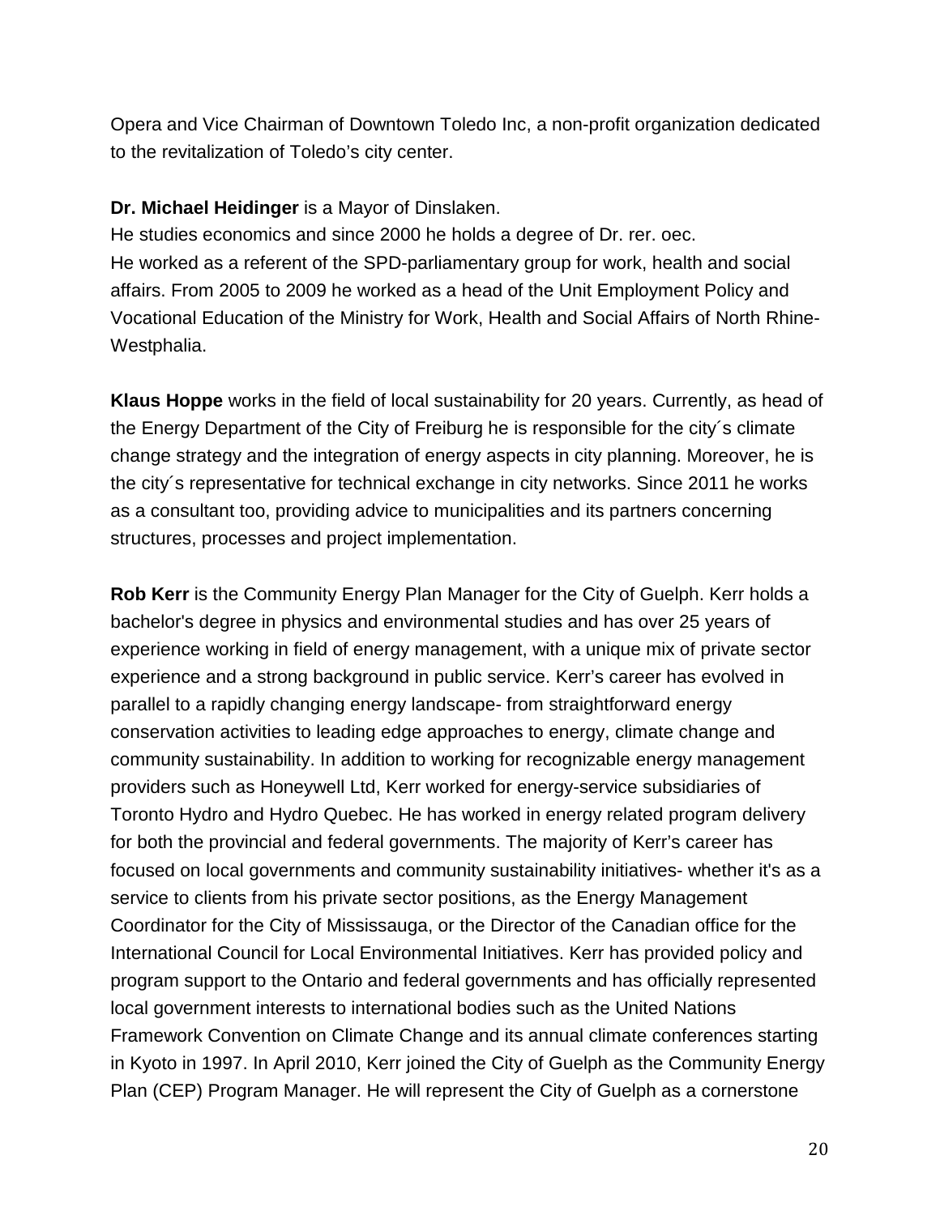Opera and Vice Chairman of Downtown Toledo Inc, a non-profit organization dedicated to the revitalization of Toledo's city center.

**Dr. Michael Heidinger** is a Mayor of Dinslaken.
He studies economics and since 2000 he holds a degree of Dr. rer. oec.
He worked as a referent of the SPD-parliamentary group for work, health and social affairs. From 2005 to 2009 he worked as a head of the Unit Employment Policy and Vocational Education of the Ministry for Work, Health and Social Affairs of North Rhine-Westphalia.

**Klaus Hoppe** works in the field of local sustainability for 20 years. Currently, as head of the Energy Department of the City of Freiburg he is responsible for the city´s climate change strategy and the integration of energy aspects in city planning. Moreover, he is the city´s representative for technical exchange in city networks. Since 2011 he works as a consultant too, providing advice to municipalities and its partners concerning structures, processes and project implementation.

**Rob Kerr** is the Community Energy Plan Manager for the City of Guelph. Kerr holds a bachelor's degree in physics and environmental studies and has over 25 years of experience working in field of energy management, with a unique mix of private sector experience and a strong background in public service. Kerr's career has evolved in parallel to a rapidly changing energy landscape- from straightforward energy conservation activities to leading edge approaches to energy, climate change and community sustainability. In addition to working for recognizable energy management providers such as Honeywell Ltd, Kerr worked for energy-service subsidiaries of Toronto Hydro and Hydro Quebec. He has worked in energy related program delivery for both the provincial and federal governments. The majority of Kerr's career has focused on local governments and community sustainability initiatives- whether it's as a service to clients from his private sector positions, as the Energy Management Coordinator for the City of Mississauga, or the Director of the Canadian office for the International Council for Local Environmental Initiatives. Kerr has provided policy and program support to the Ontario and federal governments and has officially represented local government interests to international bodies such as the United Nations Framework Convention on Climate Change and its annual climate conferences starting in Kyoto in 1997. In April 2010, Kerr joined the City of Guelph as the Community Energy Plan (CEP) Program Manager. He will represent the City of Guelph as a cornerstone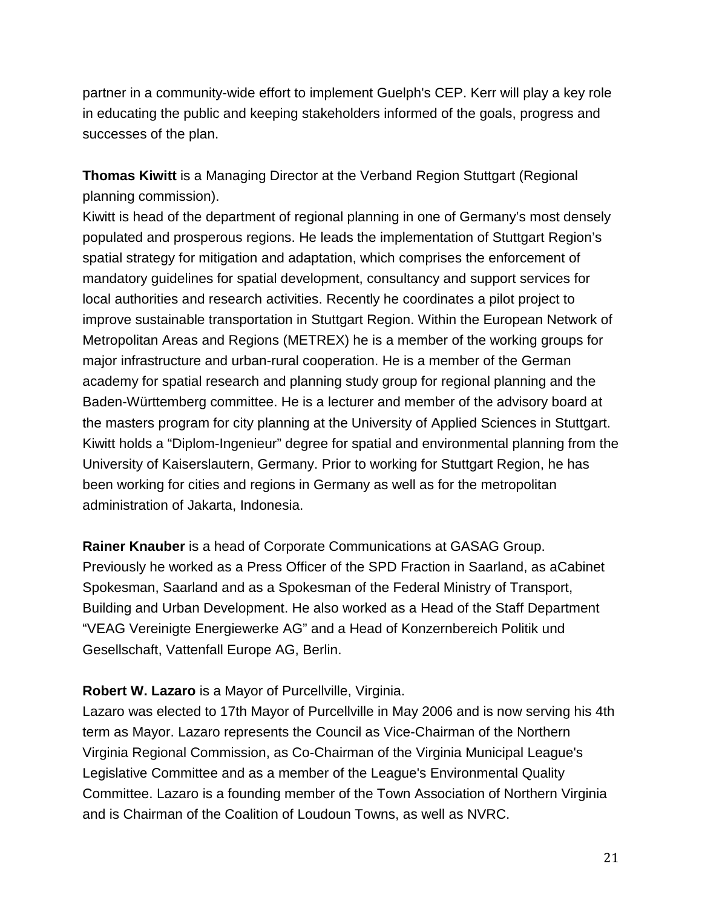partner in a community-wide effort to implement Guelph's CEP. Kerr will play a key role in educating the public and keeping stakeholders informed of the goals, progress and successes of the plan.

**Thomas Kiwitt** is a Managing Director at the Verband Region Stuttgart (Regional planning commission).
Kiwitt is head of the department of regional planning in one of Germany’s most densely populated and prosperous regions. He leads the implementation of Stuttgart Region’s spatial strategy for mitigation and adaptation, which comprises the enforcement of mandatory guidelines for spatial development, consultancy and support services for local authorities and research activities. Recently he coordinates a pilot project to improve sustainable transportation in Stuttgart Region. Within the European Network of Metropolitan Areas and Regions (METREX) he is a member of the working groups for major infrastructure and urban-rural cooperation. He is a member of the German academy for spatial research and planning study group for regional planning and the Baden-Württemberg committee. He is a lecturer and member of the advisory board at the masters program for city planning at the University of Applied Sciences in Stuttgart. Kiwitt holds a “Diplom-Ingenieur” degree for spatial and environmental planning from the University of Kaiserslautern, Germany. Prior to working for Stuttgart Region, he has been working for cities and regions in Germany as well as for the metropolitan administration of Jakarta, Indonesia.

**Rainer Knauber** is a head of Corporate Communications at GASAG Group.
Previously he worked as a Press Officer of the SPD Fraction in Saarland, as aCabinet Spokesman, Saarland and as a Spokesman of the Federal Ministry of Transport, Building and Urban Development. He also worked as a Head of the Staff Department “VEAG Vereinigte Energiewerke AG” and a Head of Konzernbereich Politik und Gesellschaft, Vattenfall Europe AG, Berlin.

**Robert W. Lazaro** is a Mayor of Purcellville, Virginia.
Lazaro was elected to 17th Mayor of Purcellville in May 2006 and is now serving his 4th term as Mayor. Lazaro represents the Council as Vice-Chairman of the Northern Virginia Regional Commission, as Co-Chairman of the Virginia Municipal League's Legislative Committee and as a member of the League's Environmental Quality Committee. Lazaro is a founding member of the Town Association of Northern Virginia and is Chairman of the Coalition of Loudoun Towns, as well as NVRC.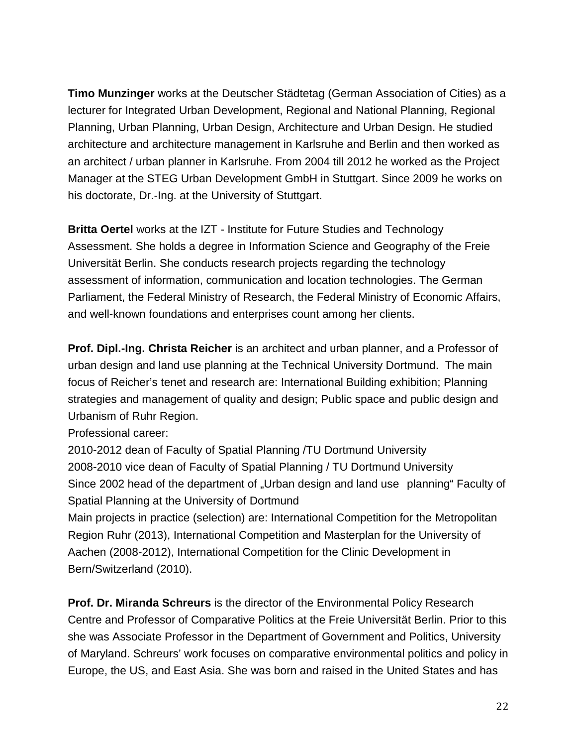**Timo Munzinger** works at the Deutscher Städtetag (German Association of Cities) as a lecturer for Integrated Urban Development, Regional and National Planning, Regional Planning, Urban Planning, Urban Design, Architecture and Urban Design. He studied architecture and architecture management in Karlsruhe and Berlin and then worked as an architect / urban planner in Karlsruhe. From 2004 till 2012 he worked as the Project Manager at the STEG Urban Development GmbH in Stuttgart. Since 2009 he works on his doctorate, Dr.-Ing. at the University of Stuttgart.

**Britta Oertel** works at the IZT - Institute for Future Studies and Technology Assessment. She holds a degree in Information Science and Geography of the Freie Universität Berlin. She conducts research projects regarding the technology assessment of information, communication and location technologies. The German Parliament, the Federal Ministry of Research, the Federal Ministry of Economic Affairs, and well-known foundations and enterprises count among her clients.

**Prof. Dipl.-Ing. Christa Reicher** is an architect and urban planner, and a Professor of urban design and land use planning at the Technical University Dortmund. The main focus of Reicher's tenet and research are: International Building exhibition; Planning strategies and management of quality and design; Public space and public design and Urbanism of Ruhr Region.

Professional career:

2010-2012 dean of Faculty of Spatial Planning /TU Dortmund University

2008-2010 vice dean of Faculty of Spatial Planning / TU Dortmund University

Since 2002 head of the department of „Urban design and land use planning" Faculty of Spatial Planning at the University of Dortmund

Main projects in practice (selection) are: International Competition for the Metropolitan Region Ruhr (2013), International Competition and Masterplan for the University of Aachen (2008-2012), International Competition for the Clinic Development in Bern/Switzerland (2010).

**Prof. Dr. Miranda Schreurs** is the director of the Environmental Policy Research Centre and Professor of Comparative Politics at the Freie Universität Berlin. Prior to this she was Associate Professor in the Department of Government and Politics, University of Maryland. Schreurs' work focuses on comparative environmental politics and policy in Europe, the US, and East Asia. She was born and raised in the United States and has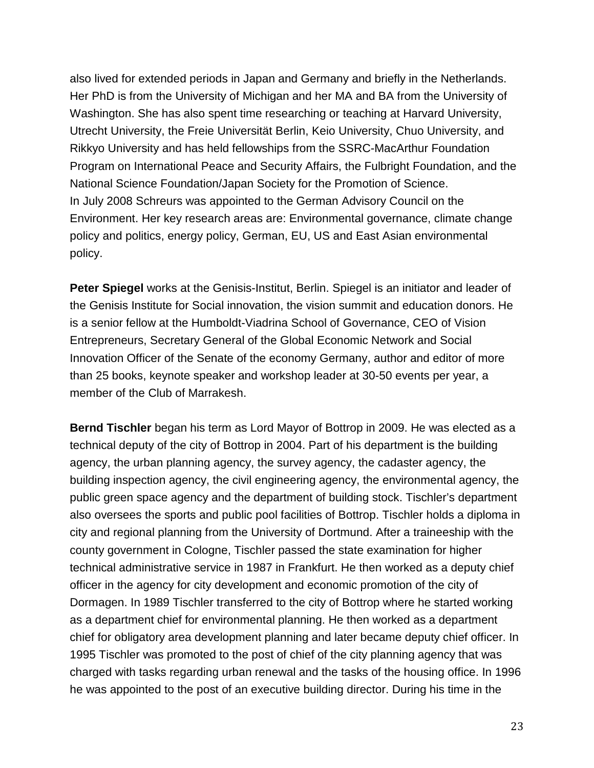also lived for extended periods in Japan and Germany and briefly in the Netherlands. Her PhD is from the University of Michigan and her MA and BA from the University of Washington. She has also spent time researching or teaching at Harvard University, Utrecht University, the Freie Universität Berlin, Keio University, Chuo University, and Rikkyo University and has held fellowships from the SSRC-MacArthur Foundation Program on International Peace and Security Affairs, the Fulbright Foundation, and the National Science Foundation/Japan Society for the Promotion of Science.
In July 2008 Schreurs was appointed to the German Advisory Council on the Environment. Her key research areas are: Environmental governance, climate change policy and politics, energy policy, German, EU, US and East Asian environmental policy.

**Peter Spiegel** works at the Genisis-Institut, Berlin. Spiegel is an initiator and leader of the Genisis Institute for Social innovation, the vision summit and education donors. He is a senior fellow at the Humboldt-Viadrina School of Governance, CEO of Vision Entrepreneurs, Secretary General of the Global Economic Network and Social Innovation Officer of the Senate of the economy Germany, author and editor of more than 25 books, keynote speaker and workshop leader at 30-50 events per year, a member of the Club of Marrakesh.

**Bernd Tischler** began his term as Lord Mayor of Bottrop in 2009. He was elected as a technical deputy of the city of Bottrop in 2004. Part of his department is the building agency, the urban planning agency, the survey agency, the cadaster agency, the building inspection agency, the civil engineering agency, the environmental agency, the public green space agency and the department of building stock. Tischler's department also oversees the sports and public pool facilities of Bottrop. Tischler holds a diploma in city and regional planning from the University of Dortmund. After a traineeship with the county government in Cologne, Tischler passed the state examination for higher technical administrative service in 1987 in Frankfurt. He then worked as a deputy chief officer in the agency for city development and economic promotion of the city of Dormagen. In 1989 Tischler transferred to the city of Bottrop where he started working as a department chief for environmental planning. He then worked as a department chief for obligatory area development planning and later became deputy chief officer. In 1995 Tischler was promoted to the post of chief of the city planning agency that was charged with tasks regarding urban renewal and the tasks of the housing office. In 1996 he was appointed to the post of an executive building director. During his time in the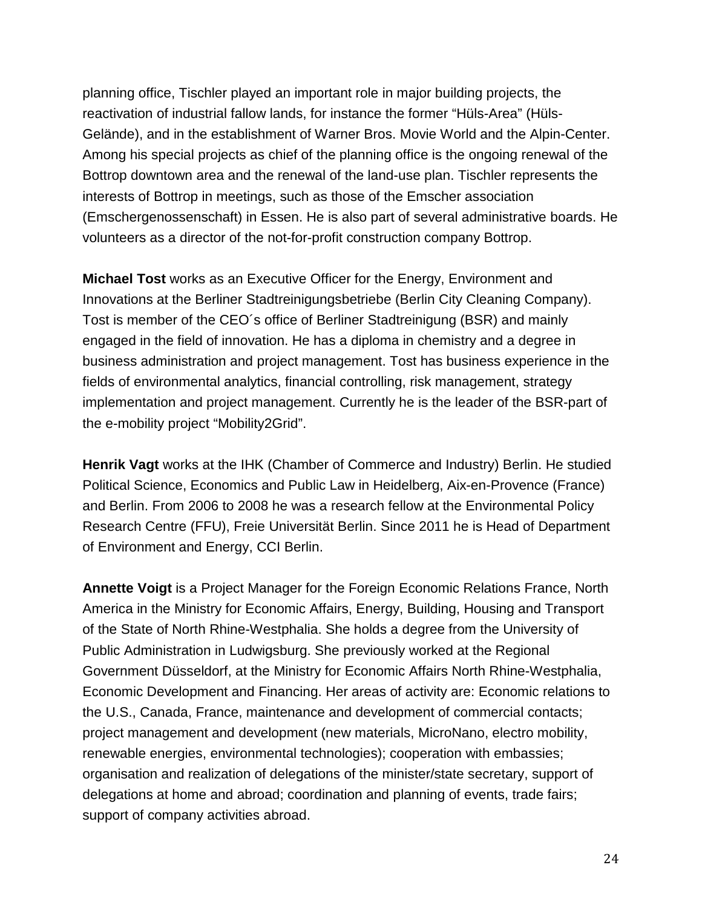planning office, Tischler played an important role in major building projects, the reactivation of industrial fallow lands, for instance the former “Hüls-Area” (Hüls-Gelände), and in the establishment of Warner Bros. Movie World and the Alpin-Center. Among his special projects as chief of the planning office is the ongoing renewal of the Bottrop downtown area and the renewal of the land-use plan. Tischler represents the interests of Bottrop in meetings, such as those of the Emscher association (Emschergenossenschaft) in Essen. He is also part of several administrative boards. He volunteers as a director of the not-for-profit construction company Bottrop.

**Michael Tost** works as an Executive Officer for the Energy, Environment and Innovations at the Berliner Stadtreinigungsbetriebe (Berlin City Cleaning Company). Tost is member of the CEO´s office of Berliner Stadtreinigung (BSR) and mainly engaged in the field of innovation. He has a diploma in chemistry and a degree in business administration and project management. Tost has business experience in the fields of environmental analytics, financial controlling, risk management, strategy implementation and project management. Currently he is the leader of the BSR-part of the e-mobility project “Mobility2Grid”.

**Henrik Vagt** works at the IHK (Chamber of Commerce and Industry) Berlin. He studied Political Science, Economics and Public Law in Heidelberg, Aix-en-Provence (France) and Berlin. From 2006 to 2008 he was a research fellow at the Environmental Policy Research Centre (FFU), Freie Universität Berlin. Since 2011 he is Head of Department of Environment and Energy, CCI Berlin.

**Annette Voigt** is a Project Manager for the Foreign Economic Relations France, North America in the Ministry for Economic Affairs, Energy, Building, Housing and Transport of the State of North Rhine-Westphalia. She holds a degree from the University of Public Administration in Ludwigsburg. She previously worked at the Regional Government Düsseldorf, at the Ministry for Economic Affairs North Rhine-Westphalia, Economic Development and Financing. Her areas of activity are: Economic relations to the U.S., Canada, France, maintenance and development of commercial contacts; project management and development (new materials, MicroNano, electro mobility, renewable energies, environmental technologies); cooperation with embassies; organisation and realization of delegations of the minister/state secretary, support of delegations at home and abroad; coordination and planning of events, trade fairs; support of company activities abroad.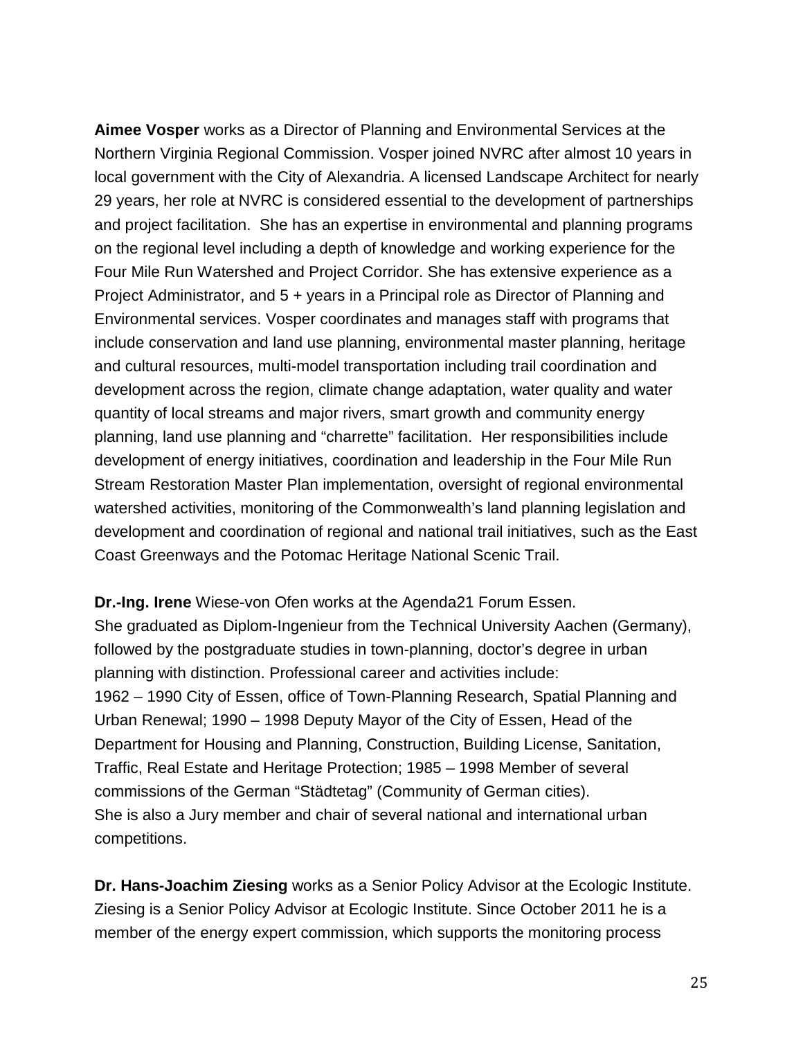**Aimee Vosper** works as a Director of Planning and Environmental Services at the Northern Virginia Regional Commission. Vosper joined NVRC after almost 10 years in local government with the City of Alexandria. A licensed Landscape Architect for nearly 29 years, her role at NVRC is considered essential to the development of partnerships and project facilitation. She has an expertise in environmental and planning programs on the regional level including a depth of knowledge and working experience for the Four Mile Run Watershed and Project Corridor. She has extensive experience as a Project Administrator, and 5 + years in a Principal role as Director of Planning and Environmental services. Vosper coordinates and manages staff with programs that include conservation and land use planning, environmental master planning, heritage and cultural resources, multi-model transportation including trail coordination and development across the region, climate change adaptation, water quality and water quantity of local streams and major rivers, smart growth and community energy planning, land use planning and "charrette" facilitation. Her responsibilities include development of energy initiatives, coordination and leadership in the Four Mile Run Stream Restoration Master Plan implementation, oversight of regional environmental watershed activities, monitoring of the Commonwealth's land planning legislation and development and coordination of regional and national trail initiatives, such as the East Coast Greenways and the Potomac Heritage National Scenic Trail.

**Dr.-Ing. Irene** Wiese-von Ofen works at the Agenda21 Forum Essen.
She graduated as Diplom-Ingenieur from the Technical University Aachen (Germany), followed by the postgraduate studies in town-planning, doctor's degree in urban planning with distinction. Professional career and activities include:
1962 – 1990 City of Essen, office of Town-Planning Research, Spatial Planning and Urban Renewal; 1990 – 1998 Deputy Mayor of the City of Essen, Head of the Department for Housing and Planning, Construction, Building License, Sanitation, Traffic, Real Estate and Heritage Protection; 1985 – 1998 Member of several commissions of the German "Städtetag" (Community of German cities).
She is also a Jury member and chair of several national and international urban competitions.

**Dr. Hans-Joachim Ziesing** works as a Senior Policy Advisor at the Ecologic Institute. Ziesing is a Senior Policy Advisor at Ecologic Institute. Since October 2011 he is a member of the energy expert commission, which supports the monitoring process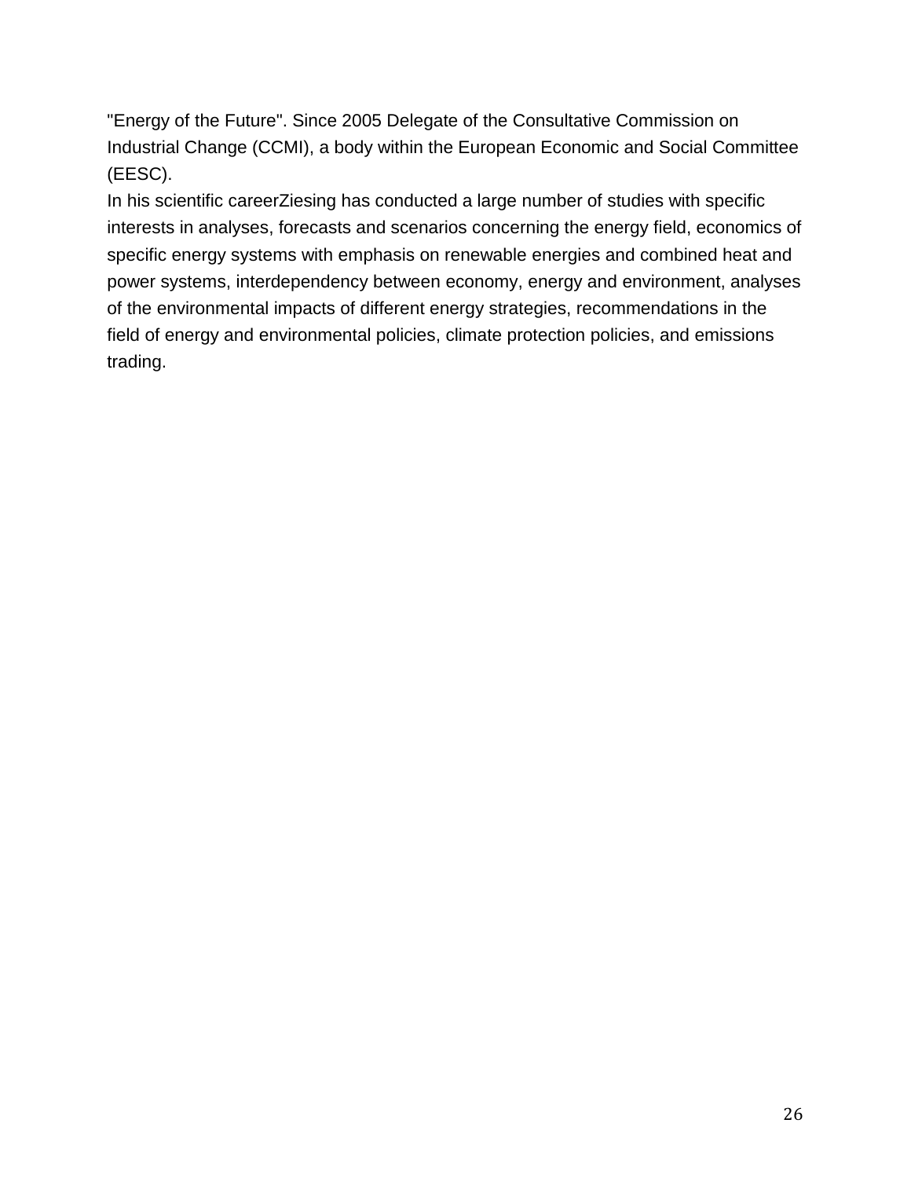"Energy of the Future". Since 2005 Delegate of the Consultative Commission on Industrial Change (CCMI), a body within the European Economic and Social Committee (EESC).

In his scientific careerZiesing has conducted a large number of studies with specific interests in analyses, forecasts and scenarios concerning the energy field, economics of specific energy systems with emphasis on renewable energies and combined heat and power systems, interdependency between economy, energy and environment, analyses of the environmental impacts of different energy strategies, recommendations in the field of energy and environmental policies, climate protection policies, and emissions trading.